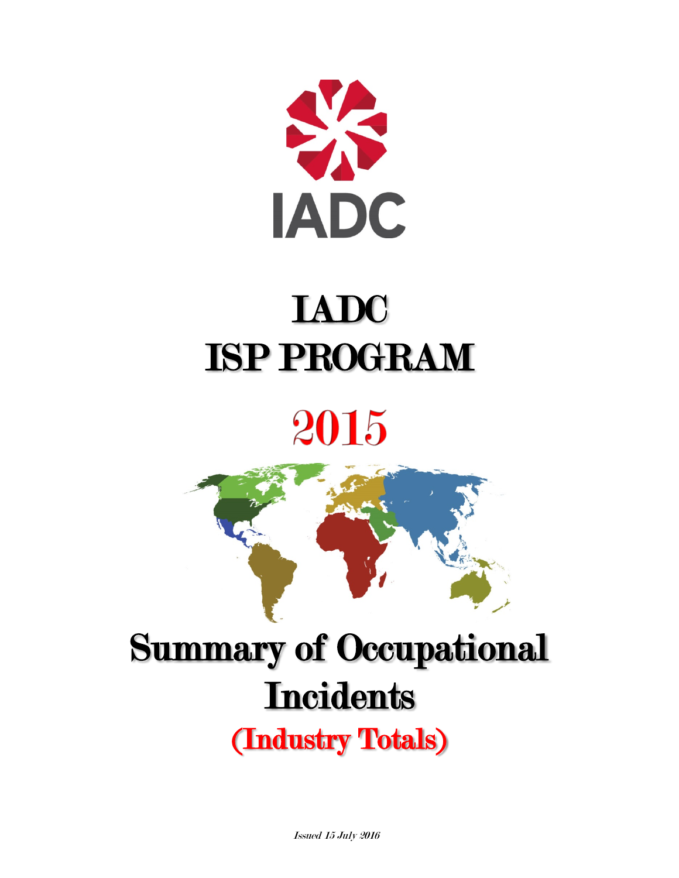IADC

# IADC
# ISP PROGRAM

# 2015

# Summary of Occupational Incidents

## (Industry Totals)

*Issued 15 July 2016*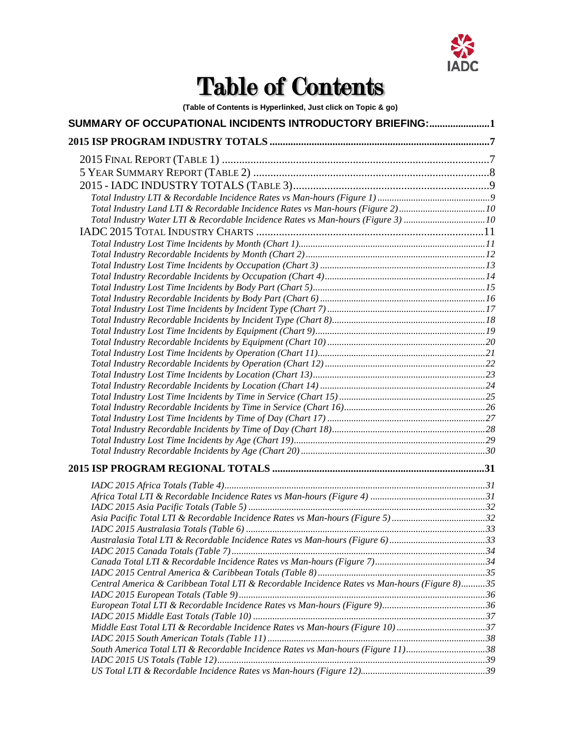# Table of Contents

**(Table of Contents is Hyperlinked, Just click on Topic & go)**

**SUMMARY OF OCCUPATIONAL INCIDENTS INTRODUCTORY BRIEFING:.......................1**

**2015 ISP PROGRAM INDUSTRY TOTALS ...................................................................................7**

2015 FINAL REPORT (TABLE 1) ..............................................................................................7
5 YEAR SUMMARY REPORT (TABLE 2) ....................................................................................8
2015 - IADC INDUSTRY TOTALS (TABLE 3)......................................................................9
*Total Industry LTI & Recordable Incidence Rates vs Man-hours (Figure 1) ..............................................9*
*Total Industry Land LTI & Recordable Incidence Rates vs Man-hours (Figure 2)....................................10*
*Total Industry Water LTI & Recordable Incidence Rates vs Man-hours (Figure 3) .................................10*
IADC 2015 TOTAL INDUSTRY CHARTS ................................................................................11
*Total Industry Lost Time Incidents by Month (Chart 1)...........................................................................11*
*Total Industry Recordable Incidents by Month (Chart 2)..........................................................................12*
*Total Industry Lost Time Incidents by Occupation (Chart 3) ....................................................................13*
*Total Industry Recordable Incidents by Occupation (Chart 4)..................................................................14*
*Total Industry Lost Time Incidents by Body Part (Chart 5).......................................................................15*
*Total Industry Recordable Incidents by Body Part (Chart 6) ....................................................................16*
*Total Industry Lost Time Incidents by Incident Type (Chart 7) .................................................................17*
*Total Industry Recordable Incidents by Incident Type (Chart 8)...............................................................18*
*Total Industry Lost Time Incidents by Equipment (Chart 9)......................................................................19*
*Total Industry Recordable Incidents by Equipment (Chart 10) .................................................................20*
*Total Industry Lost Time Incidents by Operation (Chart 11).....................................................................21*
*Total Industry Recordable Incidents by Operation (Chart 12)..................................................................22*
*Total Industry Lost Time Incidents by Location (Chart 13).......................................................................23*
*Total Industry Recordable Incidents by Location (Chart 14) ....................................................................24*
*Total Industry Lost Time Incidents by Time in Service (Chart 15) ............................................................25*
*Total Industry Recordable Incidents by Time in Service (Chart 16)..........................................................26*
*Total Industry Lost Time Incidents by Time of Day (Chart 17) .................................................................27*
*Total Industry Recordable Incidents by Time of Day (Chart 18)...............................................................28*
*Total Industry Lost Time Incidents by Age (Chart 19)...............................................................................29*
*Total Industry Recordable Incidents by Age (Chart 20) ............................................................................30*

**2015 ISP PROGRAM REGIONAL TOTALS ................................................................................31**

*IADC 2015 Africa Totals (Table 4)............................................................................................................31*
*Africa Total LTI & Recordable Incidence Rates vs Man-hours (Figure 4) ................................................31*
*IADC 2015 Asia Pacific Totals (Table 5) ..................................................................................................32*
*Asia Pacific Total LTI & Recordable Incidence Rates vs Man-hours (Figure 5) .......................................32*
*IADC 2015 Australasia Totals (Table 6) ...................................................................................................33*
*Australasia Total LTI & Recordable Incidence Rates vs Man-hours (Figure 6) ........................................33*
*IADC 2015 Canada Totals (Table 7)..........................................................................................................34*
*Canada Total LTI & Recordable Incidence Rates vs Man-hours (Figure 7).............................................34*
*IADC 2015 Central America & Caribbean Totals (Table 8)......................................................................35*
*Central America & Caribbean Total LTI & Recordable Incidence Rates vs Man-hours (Figure 8)..........35*
*IADC 2015 European Totals (Table 9)......................................................................................................36*
*European Total LTI & Recordable Incidence Rates vs Man-hours (Figure 9)...........................................36*
*IADC 2015 Middle East Totals (Table 10) ................................................................................................37*
*Middle East Total LTI & Recordable Incidence Rates vs Man-hours (Figure 10) .....................................37*
*IADC 2015 South American Totals (Table 11) ..........................................................................................38*
*South America Total LTI & Recordable Incidence Rates vs Man-hours (Figure 11).................................38*
*IADC 2015 US Totals (Table 12)...............................................................................................................39*
*US Total LTI & Recordable Incidence Rates vs Man-hours (Figure 12)....................................................39*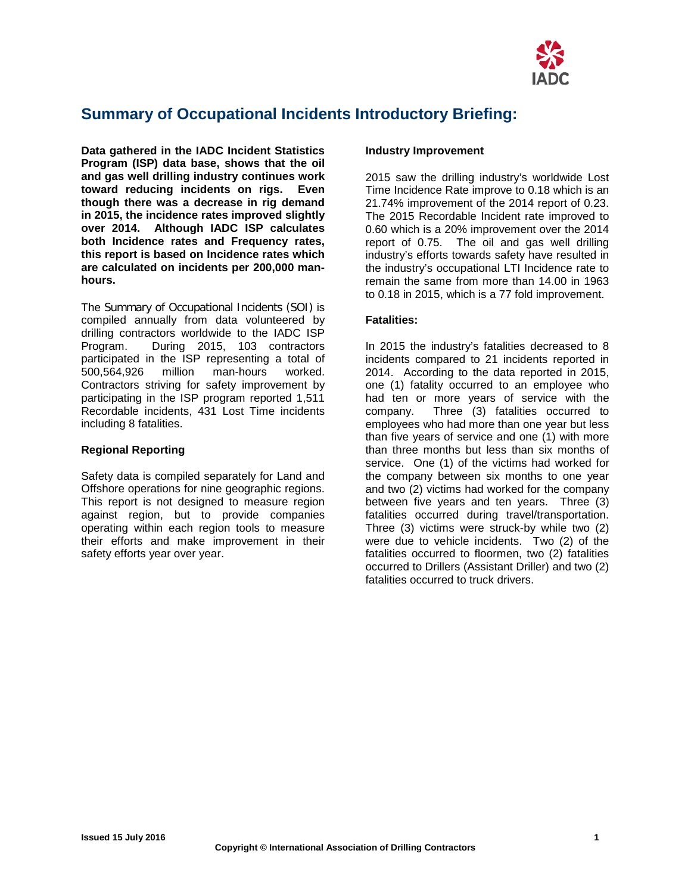# Summary of Occupational Incidents Introductory Briefing:

**Data gathered in the IADC Incident Statistics Program (ISP) data base, shows that the oil and gas well drilling industry continues work toward reducing incidents on rigs. Even though there was a decrease in rig demand in 2015, the incidence rates improved slightly over 2014. Although IADC ISP calculates both Incidence rates and Frequency rates, this report is based on Incidence rates which are calculated on incidents per 200,000 man-hours.**

The Summary of Occupational Incidents (SOI) is compiled annually from data volunteered by drilling contractors worldwide to the IADC ISP Program. During 2015, 103 contractors participated in the ISP representing a total of 500,564,926 million man-hours worked. Contractors striving for safety improvement by participating in the ISP program reported 1,511 Recordable incidents, 431 Lost Time incidents including 8 fatalities.

### Regional Reporting

Safety data is compiled separately for Land and Offshore operations for nine geographic regions. This report is not designed to measure region against region, but to provide companies operating within each region tools to measure their efforts and make improvement in their safety efforts year over year.

### Industry Improvement

2015 saw the drilling industry's worldwide Lost Time Incidence Rate improve to 0.18 which is an 21.74% improvement of the 2014 report of 0.23. The 2015 Recordable Incident rate improved to 0.60 which is a 20% improvement over the 2014 report of 0.75. The oil and gas well drilling industry's efforts towards safety have resulted in the industry's occupational LTI Incidence rate to remain the same from more than 14.00 in 1963 to 0.18 in 2015, which is a 77 fold improvement.

### Fatalities:

In 2015 the industry's fatalities decreased to 8 incidents compared to 21 incidents reported in 2014. According to the data reported in 2015, one (1) fatality occurred to an employee who had ten or more years of service with the company. Three (3) fatalities occurred to employees who had more than one year but less than five years of service and one (1) with more than three months but less than six months of service. One (1) of the victims had worked for the company between six months to one year and two (2) victims had worked for the company between five years and ten years. Three (3) fatalities occurred during travel/transportation. Three (3) victims were struck-by while two (2) were due to vehicle incidents. Two (2) of the fatalities occurred to floormen, two (2) fatalities occurred to Drillers (Assistant Driller) and two (2) fatalities occurred to truck drivers.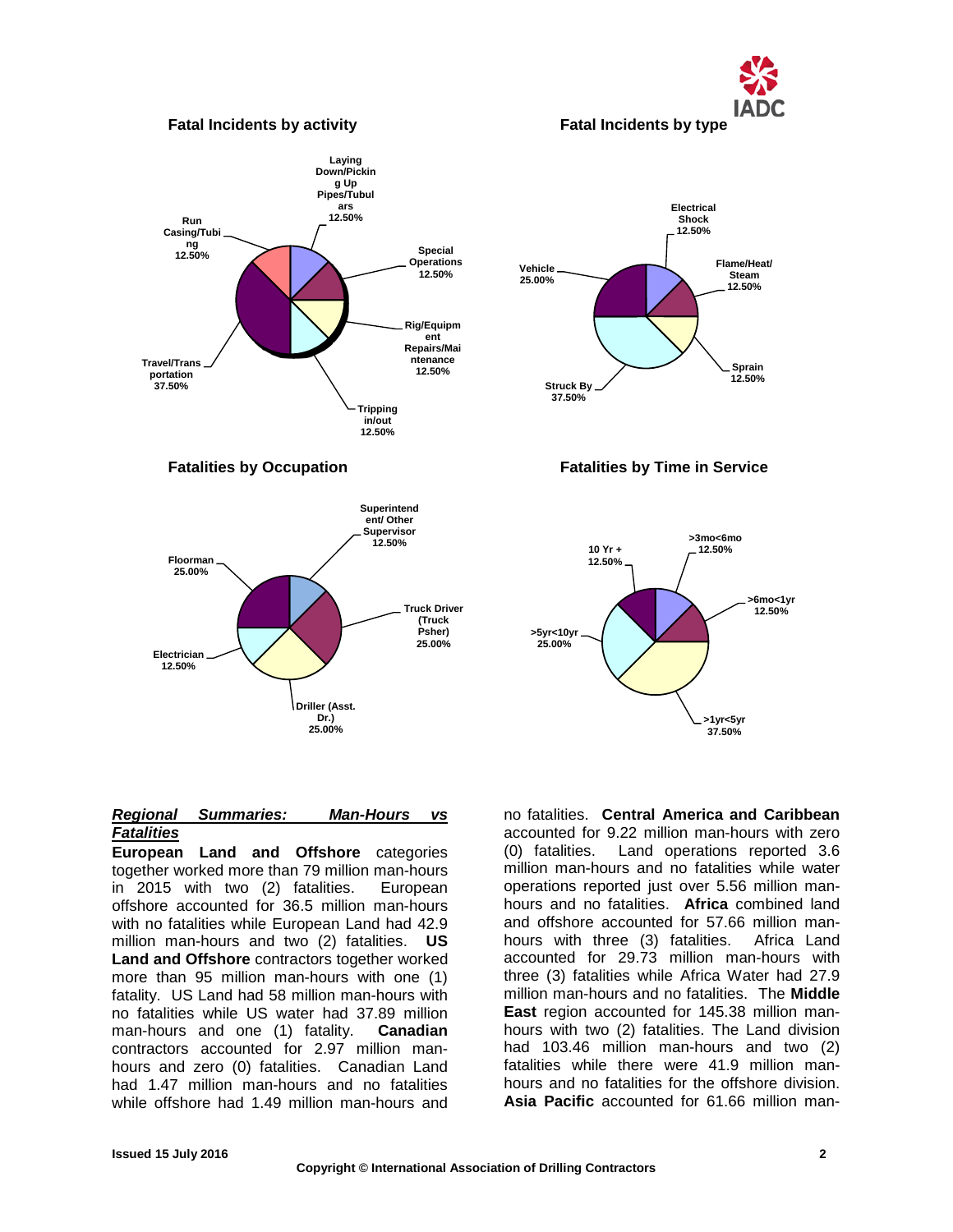**Fatal Incidents by activity**

- Laying Down/Picking Up Pipes/Tubulars 12.50%
- Special Operations 12.50%
- Rig/Equipment Repairs/Maintenance 12.50%
- Tripping in/out 12.50%
- Travel/Transportation 37.50%
- Run Casing/Tubing 12.50%

**Fatal Incidents by type**

- Electrical Shock 12.50%
- Flame/Heat/Steam 12.50%
- Sprain 12.50%
- Struck By 37.50%
- Vehicle 25.00%

**Fatalities by Occupation**

- Superintendent/ Other Supervisor 12.50%
- Truck Driver (Truck Psher) 25.00%
- Driller (Asst. Dr.) 25.00%
- Electrician 12.50%
- Floorman 25.00%

**Fatalities by Time in Service**

- >3mo<6mo 12.50%
- >6mo<1yr 12.50%
- >1yr<5yr 37.50%
- >5yr<10yr 25.00%
- 10 Yr + 12.50%

## ***Regional Summaries: Man-Hours vs Fatalities***

**European Land and Offshore** categories together worked more than 79 million man-hours in 2015 with two (2) fatalities. European offshore accounted for 36.5 million man-hours with no fatalities while European Land had 42.9 million man-hours and two (2) fatalities. **US Land and Offshore** contractors together worked more than 95 million man-hours with one (1) fatality. US Land had 58 million man-hours with no fatalities while US water had 37.89 million man-hours and one (1) fatality. **Canadian** contractors accounted for 2.97 million man-hours and zero (0) fatalities. Canadian Land had 1.47 million man-hours and no fatalities while offshore had 1.49 million man-hours and no fatalities. **Central America and Caribbean** accounted for 9.22 million man-hours with zero (0) fatalities. Land operations reported 3.6 million man-hours and no fatalities while water operations reported just over 5.56 million man-hours and no fatalities. **Africa** combined land and offshore accounted for 57.66 million man-hours with three (3) fatalities. Africa Land accounted for 29.73 million man-hours with three (3) fatalities while Africa Water had 27.9 million man-hours and no fatalities. The **Middle East** region accounted for 145.38 million man-hours with two (2) fatalities. The Land division had 103.46 million man-hours and two (2) fatalities while there were 41.9 million man-hours and no fatalities for the offshore division. **Asia Pacific** accounted for 61.66 million man-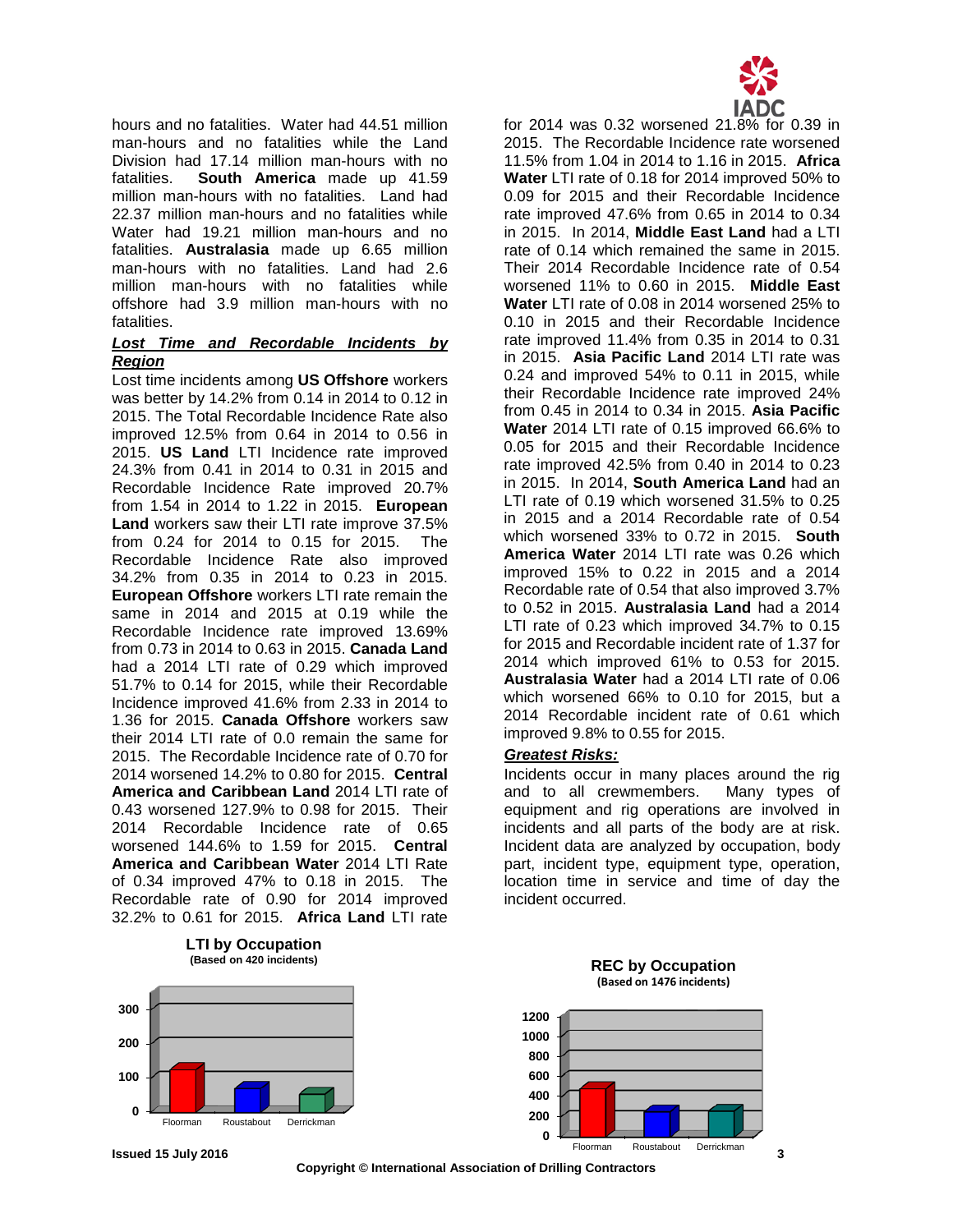hours and no fatalities. Water had 44.51 million man-hours and no fatalities while the Land Division had 17.14 million man-hours with no fatalities. **South America** made up 41.59 million man-hours with no fatalities. Land had 22.37 million man-hours and no fatalities while Water had 19.21 million man-hours and no fatalities. **Australasia** made up 6.65 million man-hours with no fatalities. Land had 2.6 million man-hours with no fatalities while offshore had 3.9 million man-hours with no fatalities.

***Lost Time and Recordable Incidents by Region***

Lost time incidents among **US Offshore** workers was better by 14.2% from 0.14 in 2014 to 0.12 in 2015. The Total Recordable Incidence Rate also improved 12.5% from 0.64 in 2014 to 0.56 in 2015. **US Land** LTI Incidence rate improved 24.3% from 0.41 in 2014 to 0.31 in 2015 and Recordable Incidence Rate improved 20.7% from 1.54 in 2014 to 1.22 in 2015. **European Land** workers saw their LTI rate improve 37.5% from 0.24 for 2014 to 0.15 for 2015. The Recordable Incidence Rate also improved 34.2% from 0.35 in 2014 to 0.23 in 2015. **European Offshore** workers LTI rate remain the same in 2014 and 2015 at 0.19 while the Recordable Incidence rate improved 13.69% from 0.73 in 2014 to 0.63 in 2015. **Canada Land** had a 2014 LTI rate of 0.29 which improved 51.7% to 0.14 for 2015, while their Recordable Incidence improved 41.6% from 2.33 in 2014 to 1.36 for 2015. **Canada Offshore** workers saw their 2014 LTI rate of 0.0 remain the same for 2015. The Recordable Incidence rate of 0.70 for 2014 worsened 14.2% to 0.80 for 2015. **Central America and Caribbean Land** 2014 LTI rate of 0.43 worsened 127.9% to 0.98 for 2015. Their 2014 Recordable Incidence rate of 0.65 worsened 144.6% to 1.59 for 2015. **Central America and Caribbean Water** 2014 LTI Rate of 0.34 improved 47% to 0.18 in 2015. The Recordable rate of 0.90 for 2014 improved 32.2% to 0.61 for 2015. **Africa Land** LTI rate for 2014 was 0.32 worsened 21.8% for 0.39 in 2015. The Recordable Incidence rate worsened 11.5% from 1.04 in 2014 to 1.16 in 2015. **Africa Water** LTI rate of 0.18 for 2014 improved 50% to 0.09 for 2015 and their Recordable Incidence rate improved 47.6% from 0.65 in 2014 to 0.34 in 2015. In 2014, **Middle East Land** had a LTI rate of 0.14 which remained the same in 2015. Their 2014 Recordable Incidence rate of 0.54 worsened 11% to 0.60 in 2015. **Middle East Water** LTI rate of 0.08 in 2014 worsened 25% to 0.10 in 2015 and their Recordable Incidence rate improved 11.4% from 0.35 in 2014 to 0.31 in 2015. **Asia Pacific Land** 2014 LTI rate was 0.24 and improved 54% to 0.11 in 2015, while their Recordable Incidence rate improved 24% from 0.45 in 2014 to 0.34 in 2015. **Asia Pacific Water** 2014 LTI rate of 0.15 improved 66.6% to 0.05 for 2015 and their Recordable Incidence rate improved 42.5% from 0.40 in 2014 to 0.23 in 2015. In 2014, **South America Land** had an LTI rate of 0.19 which worsened 31.5% to 0.25 in 2015 and a 2014 Recordable rate of 0.54 which worsened 33% to 0.72 in 2015. **South America Water** 2014 LTI rate was 0.26 which improved 15% to 0.22 in 2015 and a 2014 Recordable rate of 0.54 that also improved 3.7% to 0.52 in 2015. **Australasia Land** had a 2014 LTI rate of 0.23 which improved 34.7% to 0.15 for 2015 and Recordable incident rate of 1.37 for 2014 which improved 61% to 0.53 for 2015. **Australasia Water** had a 2014 LTI rate of 0.06 which worsened 66% to 0.10 for 2015, but a 2014 Recordable incident rate of 0.61 which improved 9.8% to 0.55 for 2015.

***Greatest Risks:***

Incidents occur in many places around the rig and to all crewmembers. Many types of equipment and rig operations are involved in incidents and all parts of the body are at risk. Incident data are analyzed by occupation, body part, incident type, equipment type, operation, location time in service and time of day the incident occurred.

**LTI by Occupation**
**(Based on 420 incidents)**

**REC by Occupation**
**(Based on 1476 incidents)**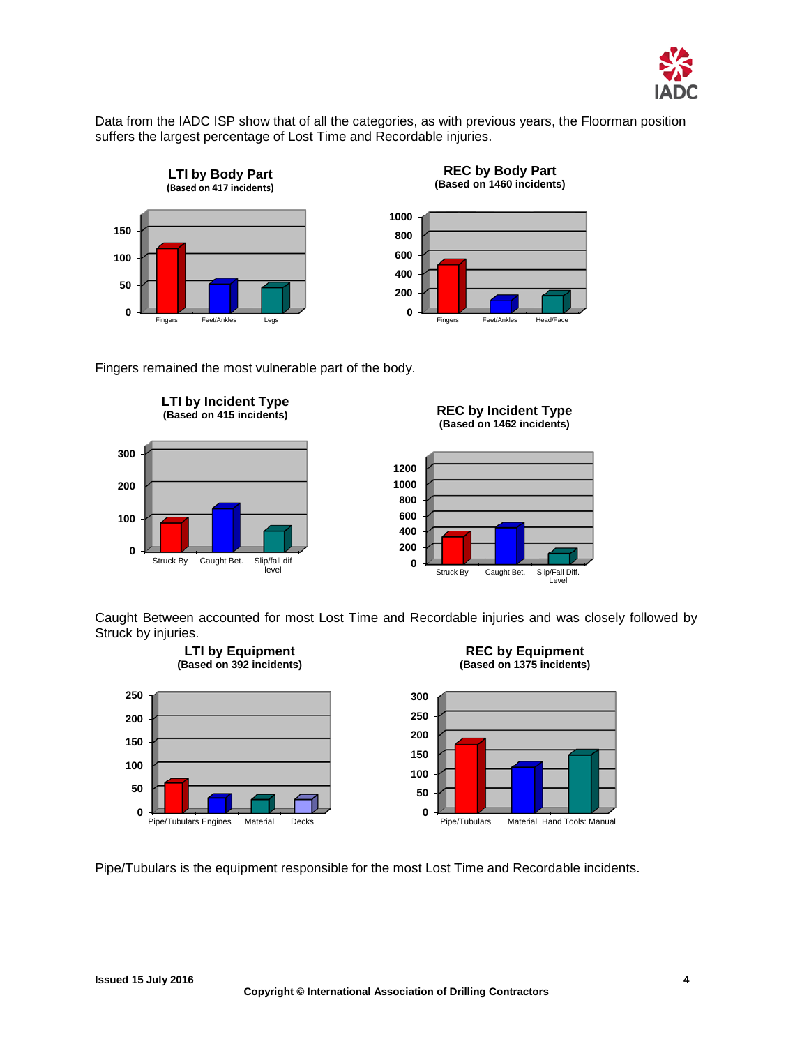Data from the IADC ISP show that of all the categories, as with previous years, the Floorman position suffers the largest percentage of Lost Time and Recordable injuries.

**LTI by Body Part**
**(Based on 417 incidents)**

**REC by Body Part**
**(Based on 1460 incidents)**

Fingers remained the most vulnerable part of the body.

**LTI by Incident Type**
**(Based on 415 incidents)**

**REC by Incident Type**
**(Based on 1462 incidents)**

Caught Between accounted for most Lost Time and Recordable injuries and was closely followed by Struck by injuries.

**LTI by Equipment**
**(Based on 392 incidents)**

**REC by Equipment**
**(Based on 1375 incidents)**

Pipe/Tubulars is the equipment responsible for the most Lost Time and Recordable incidents.

**Issued 15 July 2016**

**Copyright © International Association of Drilling Contractors**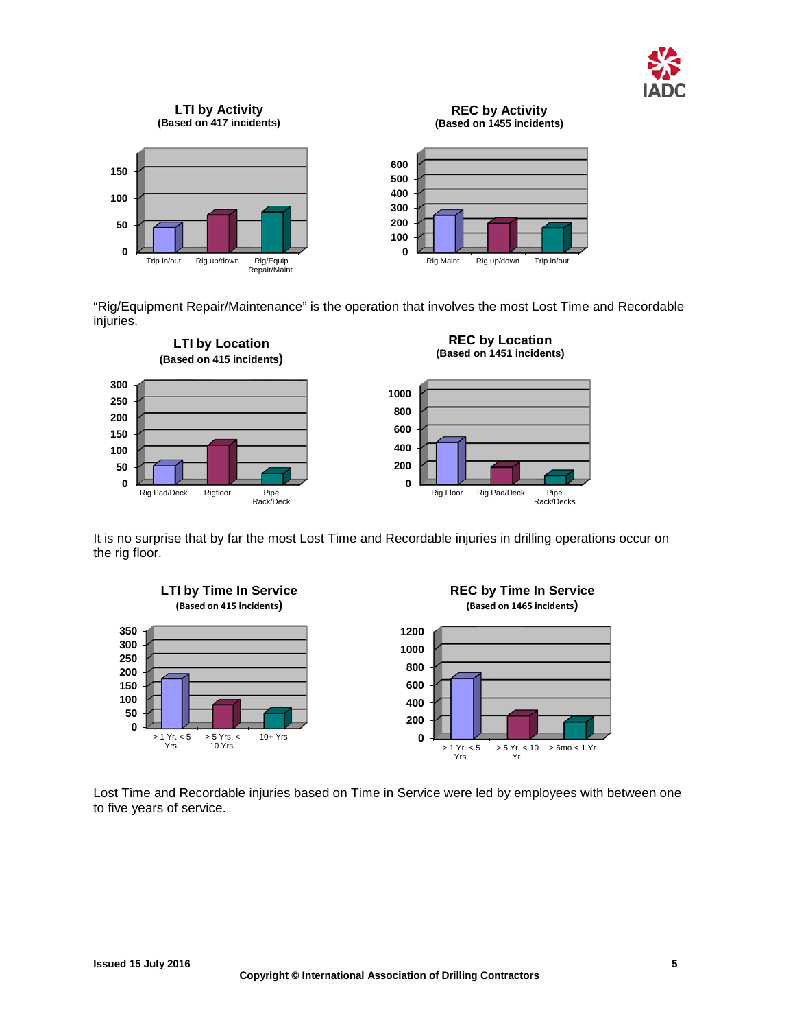**LTI by Activity**
**(Based on 417 incidents)**

**REC by Activity**
**(Based on 1455 incidents)**

"Rig/Equipment Repair/Maintenance" is the operation that involves the most Lost Time and Recordable injuries.

**LTI by Location**
**(Based on 415 incidents)**

**REC by Location**
**(Based on 1451 incidents)**

It is no surprise that by far the most Lost Time and Recordable injuries in drilling operations occur on the rig floor.

**LTI by Time In Service**
**(Based on 415 incidents)**

**REC by Time In Service**
**(Based on 1465 incidents)**

Lost Time and Recordable injuries based on Time in Service were led by employees with between one to five years of service.

**Issued 15 July 2016**

**Copyright © International Association of Drilling Contractors**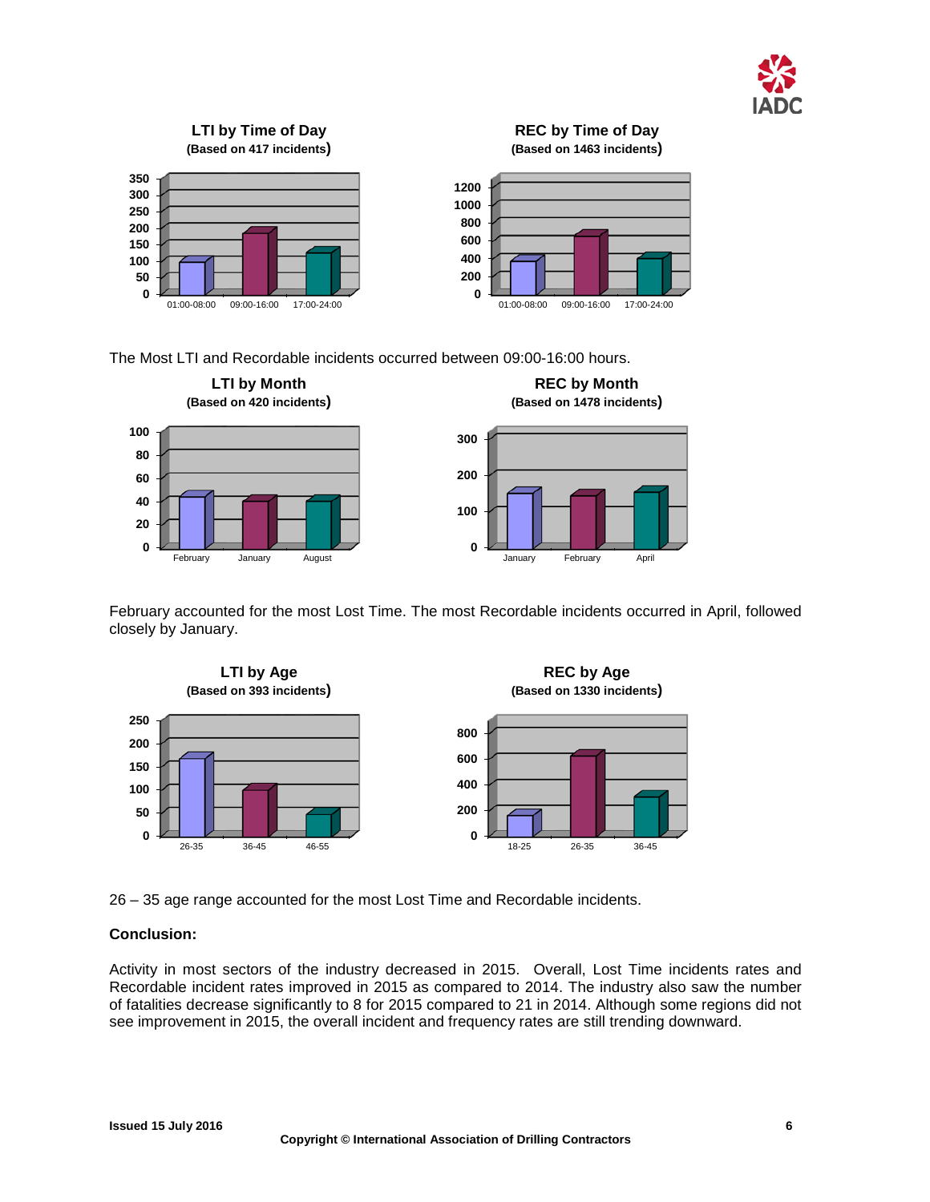**LTI by Time of Day**
**(Based on 417 incidents)**

**REC by Time of Day**
**(Based on 1463 incidents)**

The Most LTI and Recordable incidents occurred between 09:00-16:00 hours.

**LTI by Month**
**(Based on 420 incidents)**

**REC by Month**
**(Based on 1478 incidents)**

February accounted for the most Lost Time. The most Recordable incidents occurred in April, followed closely by January.

**LTI by Age**
**(Based on 393 incidents)**

**REC by Age**
**(Based on 1330 incidents)**

26 – 35 age range accounted for the most Lost Time and Recordable incidents.

**Conclusion:**

Activity in most sectors of the industry decreased in 2015. Overall, Lost Time incidents rates and Recordable incident rates improved in 2015 as compared to 2014. The industry also saw the number of fatalities decrease significantly to 8 for 2015 compared to 21 in 2014. Although some regions did not see improvement in 2015, the overall incident and frequency rates are still trending downward.

**Issued 15 July 2016**

**Copyright © International Association of Drilling Contractors**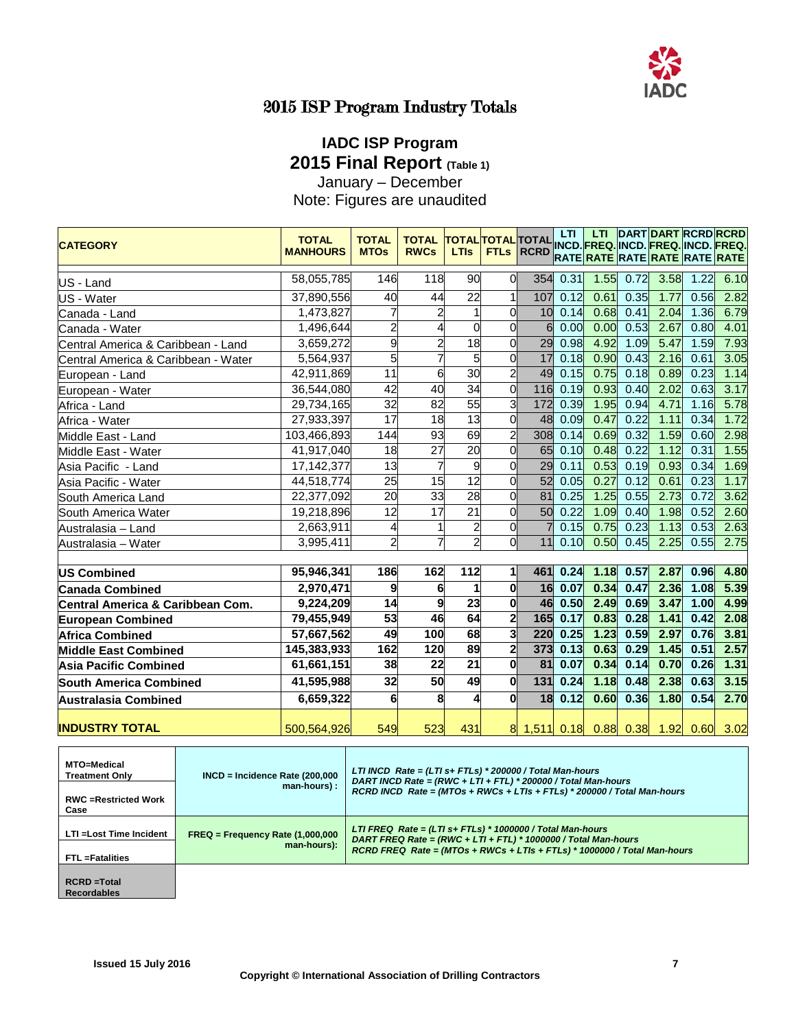# 2015 ISP Program Industry Totals

## IADC ISP Program
## 2015 Final Report (Table 1)

January – December
Note: Figures are unaudited

| CATEGORY | TOTAL MANHOURS | TOTAL MTOs | TOTAL RWCs | TOTAL LTIs | TOTAL FTLs | TOTAL RCRD | LTI INCD. RATE | LTI FREQ. RATE | DART INCD. RATE | DART FREQ. RATE | RCRD INCD. RATE | RCRD FREQ. RATE |
|---|---|---|---|---|---|---|---|---|---|---|---|---|
| US - Land | 58,055,785 | 146 | 118 | 90 | 0 | 354 | 0.31 | 1.55 | 0.72 | 3.58 | 1.22 | 6.10 |
| US - Water | 37,890,556 | 40 | 44 | 22 | 1 | 107 | 0.12 | 0.61 | 0.35 | 1.77 | 0.56 | 2.82 |
| Canada - Land | 1,473,827 | 7 | 2 | 1 | 0 | 10 | 0.14 | 0.68 | 0.41 | 2.04 | 1.36 | 6.79 |
| Canada - Water | 1,496,644 | 2 | 4 | 0 | 0 | 6 | 0.00 | 0.00 | 0.53 | 2.67 | 0.80 | 4.01 |
| Central America & Caribbean - Land | 3,659,272 | 9 | 2 | 18 | 0 | 29 | 0.98 | 4.92 | 1.09 | 5.47 | 1.59 | 7.93 |
| Central America & Caribbean - Water | 5,564,937 | 5 | 7 | 5 | 0 | 17 | 0.18 | 0.90 | 0.43 | 2.16 | 0.61 | 3.05 |
| European - Land | 42,911,869 | 11 | 6 | 30 | 2 | 49 | 0.15 | 0.75 | 0.18 | 0.89 | 0.23 | 1.14 |
| European - Water | 36,544,080 | 42 | 40 | 34 | 0 | 116 | 0.19 | 0.93 | 0.40 | 2.02 | 0.63 | 3.17 |
| Africa - Land | 29,734,165 | 32 | 82 | 55 | 3 | 172 | 0.39 | 1.95 | 0.94 | 4.71 | 1.16 | 5.78 |
| Africa - Water | 27,933,397 | 17 | 18 | 13 | 0 | 48 | 0.09 | 0.47 | 0.22 | 1.11 | 0.34 | 1.72 |
| Middle East - Land | 103,466,893 | 144 | 93 | 69 | 2 | 308 | 0.14 | 0.69 | 0.32 | 1.59 | 0.60 | 2.98 |
| Middle East - Water | 41,917,040 | 18 | 27 | 20 | 0 | 65 | 0.10 | 0.48 | 0.22 | 1.12 | 0.31 | 1.55 |
| Asia Pacific - Land | 17,142,377 | 13 | 7 | 9 | 0 | 29 | 0.11 | 0.53 | 0.19 | 0.93 | 0.34 | 1.69 |
| Asia Pacific - Water | 44,518,774 | 25 | 15 | 12 | 0 | 52 | 0.05 | 0.27 | 0.12 | 0.61 | 0.23 | 1.17 |
| South America Land | 22,377,092 | 20 | 33 | 28 | 0 | 81 | 0.25 | 1.25 | 0.55 | 2.73 | 0.72 | 3.62 |
| South America Water | 19,218,896 | 12 | 17 | 21 | 0 | 50 | 0.22 | 1.09 | 0.40 | 1.98 | 0.52 | 2.60 |
| Australasia – Land | 2,663,911 | 4 | 1 | 2 | 0 | 7 | 0.15 | 0.75 | 0.23 | 1.13 | 0.53 | 2.63 |
| Australasia – Water | 3,995,411 | 2 | 7 | 2 | 0 | 11 | 0.10 | 0.50 | 0.45 | 2.25 | 0.55 | 2.75 |
| **US Combined** | **95,946,341** | **186** | **162** | **112** | **1** | **461** | **0.24** | **1.18** | **0.57** | **2.87** | **0.96** | **4.80** |
| **Canada Combined** | **2,970,471** | **9** | **6** | **1** | **0** | **16** | **0.07** | **0.34** | **0.47** | **2.36** | **1.08** | **5.39** |
| **Central America & Caribbean Com.** | **9,224,209** | **14** | **9** | **23** | **0** | **46** | **0.50** | **2.49** | **0.69** | **3.47** | **1.00** | **4.99** |
| **European Combined** | **79,455,949** | **53** | **46** | **64** | **2** | **165** | **0.17** | **0.83** | **0.28** | **1.41** | **0.42** | **2.08** |
| **Africa Combined** | **57,667,562** | **49** | **100** | **68** | **3** | **220** | **0.25** | **1.23** | **0.59** | **2.97** | **0.76** | **3.81** |
| **Middle East Combined** | **145,383,933** | **162** | **120** | **89** | **2** | **373** | **0.13** | **0.63** | **0.29** | **1.45** | **0.51** | **2.57** |
| **Asia Pacific Combined** | **61,661,151** | **38** | **22** | **21** | **0** | **81** | **0.07** | **0.34** | **0.14** | **0.70** | **0.26** | **1.31** |
| **South America Combined** | **41,595,988** | **32** | **50** | **49** | **0** | **131** | **0.24** | **1.18** | **0.48** | **2.38** | **0.63** | **3.15** |
| **Australasia Combined** | **6,659,322** | **6** | **8** | **4** | **0** | **18** | **0.12** | **0.60** | **0.36** | **1.80** | **0.54** | **2.70** |
| **INDUSTRY TOTAL** | 500,564,926 | 549 | 523 | 431 | 8 | 1,511 | 0.18 | 0.88 | 0.38 | 1.92 | 0.60 | 3.02 |

| Abbreviations | Rate | Formulas |
|---|---|---|
| **MTO=Medical Treatment Only**<br>**RWC =Restricted Work Case** | **INCD = Incidence Rate (200,000 man-hours) :** | ***LTI INCD Rate = (LTI s+ FTLs) * 200000 / Total Man-hours***<br>***DART INCD Rate = (RWC + LTI + FTL) * 200000 / Total Man-hours***<br>***RCRD INCD Rate = (MTOs + RWCs + LTIs + FTLs) * 200000 / Total Man-hours*** |
| **LTI =Lost Time Incident**<br>**FTL =Fatalities** | **FREQ = Frequency Rate (1,000,000 man-hours):** | ***LTI FREQ Rate = (LTI s+ FTLs) * 1000000 / Total Man-hours***<br>***DART FREQ Rate = (RWC + LTI + FTL) * 1000000 / Total Man-hours***<br>***RCRD FREQ Rate = (MTOs + RWCs + LTIs + FTLs) * 1000000 / Total Man-hours*** |
| **RCRD =Total Recordables** | | |

**Issued 15 July 2016**

**Copyright © International Association of Drilling Contractors**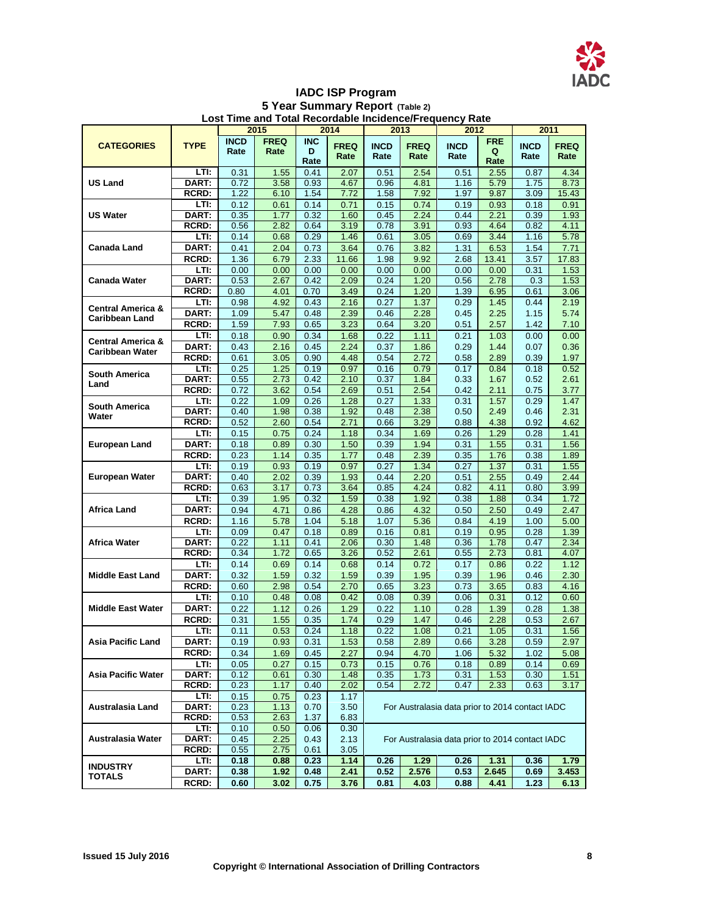# IADC ISP Program

## 5 Year Summary Report (Table 2)

### Lost Time and Total Recordable Incidence/Frequency Rate

| CATEGORIES | TYPE | 2015 | | 2014 | | 2013 | | 2012 | | 2011 | |
|---|---|---|---|---|---|---|---|---|---|---|---|
| | | INCD Rate | FREQ Rate | INCD Rate | FREQ Rate | INCD Rate | FREQ Rate | INCD Rate | FREQ Rate | INCD Rate | FREQ Rate |
| US Land | LTI: | 0.31 | 1.55 | 0.41 | 2.07 | 0.51 | 2.54 | 0.51 | 2.55 | 0.87 | 4.34 |
| | DART: | 0.72 | 3.58 | 0.93 | 4.67 | 0.96 | 4.81 | 1.16 | 5.79 | 1.75 | 8.73 |
| | RCRD: | 1.22 | 6.10 | 1.54 | 7.72 | 1.58 | 7.92 | 1.97 | 9.87 | 3.09 | 15.43 |
| US Water | LTI: | 0.12 | 0.61 | 0.14 | 0.71 | 0.15 | 0.74 | 0.19 | 0.93 | 0.18 | 0.91 |
| | DART: | 0.35 | 1.77 | 0.32 | 1.60 | 0.45 | 2.24 | 0.44 | 2.21 | 0.39 | 1.93 |
| | RCRD: | 0.56 | 2.82 | 0.64 | 3.19 | 0.78 | 3.91 | 0.93 | 4.64 | 0.82 | 4.11 |
| Canada Land | LTI: | 0.14 | 0.68 | 0.29 | 1.46 | 0.61 | 3.05 | 0.69 | 3.44 | 1.16 | 5.78 |
| | DART: | 0.41 | 2.04 | 0.73 | 3.64 | 0.76 | 3.82 | 1.31 | 6.53 | 1.54 | 7.71 |
| | RCRD: | 1.36 | 6.79 | 2.33 | 11.66 | 1.98 | 9.92 | 2.68 | 13.41 | 3.57 | 17.83 |
| Canada Water | LTI: | 0.00 | 0.00 | 0.00 | 0.00 | 0.00 | 0.00 | 0.00 | 0.00 | 0.31 | 1.53 |
| | DART: | 0.53 | 2.67 | 0.42 | 2.09 | 0.24 | 1.20 | 0.56 | 2.78 | 0.3 | 1.53 |
| | RCRD: | 0.80 | 4.01 | 0.70 | 3.49 | 0.24 | 1.20 | 1.39 | 6.95 | 0.61 | 3.06 |
| Central America & Caribbean Land | LTI: | 0.98 | 4.92 | 0.43 | 2.16 | 0.27 | 1.37 | 0.29 | 1.45 | 0.44 | 2.19 |
| | DART: | 1.09 | 5.47 | 0.48 | 2.39 | 0.46 | 2.28 | 0.45 | 2.25 | 1.15 | 5.74 |
| | RCRD: | 1.59 | 7.93 | 0.65 | 3.23 | 0.64 | 3.20 | 0.51 | 2.57 | 1.42 | 7.10 |
| Central America & Caribbean Water | LTI: | 0.18 | 0.90 | 0.34 | 1.68 | 0.22 | 1.11 | 0.21 | 1.03 | 0.00 | 0.00 |
| | DART: | 0.43 | 2.16 | 0.45 | 2.24 | 0.37 | 1.86 | 0.29 | 1.44 | 0.07 | 0.36 |
| | RCRD: | 0.61 | 3.05 | 0.90 | 4.48 | 0.54 | 2.72 | 0.58 | 2.89 | 0.39 | 1.97 |
| South America Land | LTI: | 0.25 | 1.25 | 0.19 | 0.97 | 0.16 | 0.79 | 0.17 | 0.84 | 0.18 | 0.52 |
| | DART: | 0.55 | 2.73 | 0.42 | 2.10 | 0.37 | 1.84 | 0.33 | 1.67 | 0.52 | 2.61 |
| | RCRD: | 0.72 | 3.62 | 0.54 | 2.69 | 0.51 | 2.54 | 0.42 | 2.11 | 0.75 | 3.77 |
| South America Water | LTI: | 0.22 | 1.09 | 0.26 | 1.28 | 0.27 | 1.33 | 0.31 | 1.57 | 0.29 | 1.47 |
| | DART: | 0.40 | 1.98 | 0.38 | 1.92 | 0.48 | 2.38 | 0.50 | 2.49 | 0.46 | 2.31 |
| | RCRD: | 0.52 | 2.60 | 0.54 | 2.71 | 0.66 | 3.29 | 0.88 | 4.38 | 0.92 | 4.62 |
| European Land | LTI: | 0.15 | 0.75 | 0.24 | 1.18 | 0.34 | 1.69 | 0.26 | 1.29 | 0.28 | 1.41 |
| | DART: | 0.18 | 0.89 | 0.30 | 1.50 | 0.39 | 1.94 | 0.31 | 1.55 | 0.31 | 1.56 |
| | RCRD: | 0.23 | 1.14 | 0.35 | 1.77 | 0.48 | 2.39 | 0.35 | 1.76 | 0.38 | 1.89 |
| European Water | LTI: | 0.19 | 0.93 | 0.19 | 0.97 | 0.27 | 1.34 | 0.27 | 1.37 | 0.31 | 1.55 |
| | DART: | 0.40 | 2.02 | 0.39 | 1.93 | 0.44 | 2.20 | 0.51 | 2.55 | 0.49 | 2.44 |
| | RCRD: | 0.63 | 3.17 | 0.73 | 3.64 | 0.85 | 4.24 | 0.82 | 4.11 | 0.80 | 3.99 |
| Africa Land | LTI: | 0.39 | 1.95 | 0.32 | 1.59 | 0.38 | 1.92 | 0.38 | 1.88 | 0.34 | 1.72 |
| | DART: | 0.94 | 4.71 | 0.86 | 4.28 | 0.86 | 4.32 | 0.50 | 2.50 | 0.49 | 2.47 |
| | RCRD: | 1.16 | 5.78 | 1.04 | 5.18 | 1.07 | 5.36 | 0.84 | 4.19 | 1.00 | 5.00 |
| Africa Water | LTI: | 0.09 | 0.47 | 0.18 | 0.89 | 0.16 | 0.81 | 0.19 | 0.95 | 0.28 | 1.39 |
| | DART: | 0.22 | 1.11 | 0.41 | 2.06 | 0.30 | 1.48 | 0.36 | 1.78 | 0.47 | 2.34 |
| | RCRD: | 0.34 | 1.72 | 0.65 | 3.26 | 0.52 | 2.61 | 0.55 | 2.73 | 0.81 | 4.07 |
| Middle East Land | LTI: | 0.14 | 0.69 | 0.14 | 0.68 | 0.14 | 0.72 | 0.17 | 0.86 | 0.22 | 1.12 |
| | DART: | 0.32 | 1.59 | 0.32 | 1.59 | 0.39 | 1.95 | 0.39 | 1.96 | 0.46 | 2.30 |
| | RCRD: | 0.60 | 2.98 | 0.54 | 2.70 | 0.65 | 3.23 | 0.73 | 3.65 | 0.83 | 4.16 |
| Middle East Water | LTI: | 0.10 | 0.48 | 0.08 | 0.42 | 0.08 | 0.39 | 0.06 | 0.31 | 0.12 | 0.60 |
| | DART: | 0.22 | 1.12 | 0.26 | 1.29 | 0.22 | 1.10 | 0.28 | 1.39 | 0.28 | 1.38 |
| | RCRD: | 0.31 | 1.55 | 0.35 | 1.74 | 0.29 | 1.47 | 0.46 | 2.28 | 0.53 | 2.67 |
| Asia Pacific Land | LTI: | 0.11 | 0.53 | 0.24 | 1.18 | 0.22 | 1.08 | 0.21 | 1.05 | 0.31 | 1.56 |
| | DART: | 0.19 | 0.93 | 0.31 | 1.53 | 0.58 | 2.89 | 0.66 | 3.28 | 0.59 | 2.97 |
| | RCRD: | 0.34 | 1.69 | 0.45 | 2.27 | 0.94 | 4.70 | 1.06 | 5.32 | 1.02 | 5.08 |
| Asia Pacific Water | LTI: | 0.05 | 0.27 | 0.15 | 0.73 | 0.15 | 0.76 | 0.18 | 0.89 | 0.14 | 0.69 |
| | DART: | 0.12 | 0.61 | 0.30 | 1.48 | 0.35 | 1.73 | 0.31 | 1.53 | 0.30 | 1.51 |
| | RCRD: | 0.23 | 1.17 | 0.40 | 2.02 | 0.54 | 2.72 | 0.47 | 2.33 | 0.63 | 3.17 |
| Australasia Land | LTI: | 0.15 | 0.75 | 0.23 | 1.17 | For Australasia data prior to 2014 contact IADC | | | | | |
| | DART: | 0.23 | 1.13 | 0.70 | 3.50 | | | | | | |
| | RCRD: | 0.53 | 2.63 | 1.37 | 6.83 | | | | | | |
| Australasia Water | LTI: | 0.10 | 0.50 | 0.06 | 0.30 | For Australasia data prior to 2014 contact IADC | | | | | |
| | DART: | 0.45 | 2.25 | 0.43 | 2.13 | | | | | | |
| | RCRD: | 0.55 | 2.75 | 0.61 | 3.05 | | | | | | |
| **INDUSTRY TOTALS** | **LTI:** | **0.18** | **0.88** | **0.23** | **1.14** | **0.26** | **1.29** | **0.26** | **1.31** | **0.36** | **1.79** |
| | **DART:** | **0.38** | **1.92** | **0.48** | **2.41** | **0.52** | **2.576** | **0.53** | **2.645** | **0.69** | **3.453** |
| | **RCRD:** | **0.60** | **3.02** | **0.75** | **3.76** | **0.81** | **4.03** | **0.88** | **4.41** | **1.23** | **6.13** |

Issued 15 July 2016

Copyright © International Association of Drilling Contractors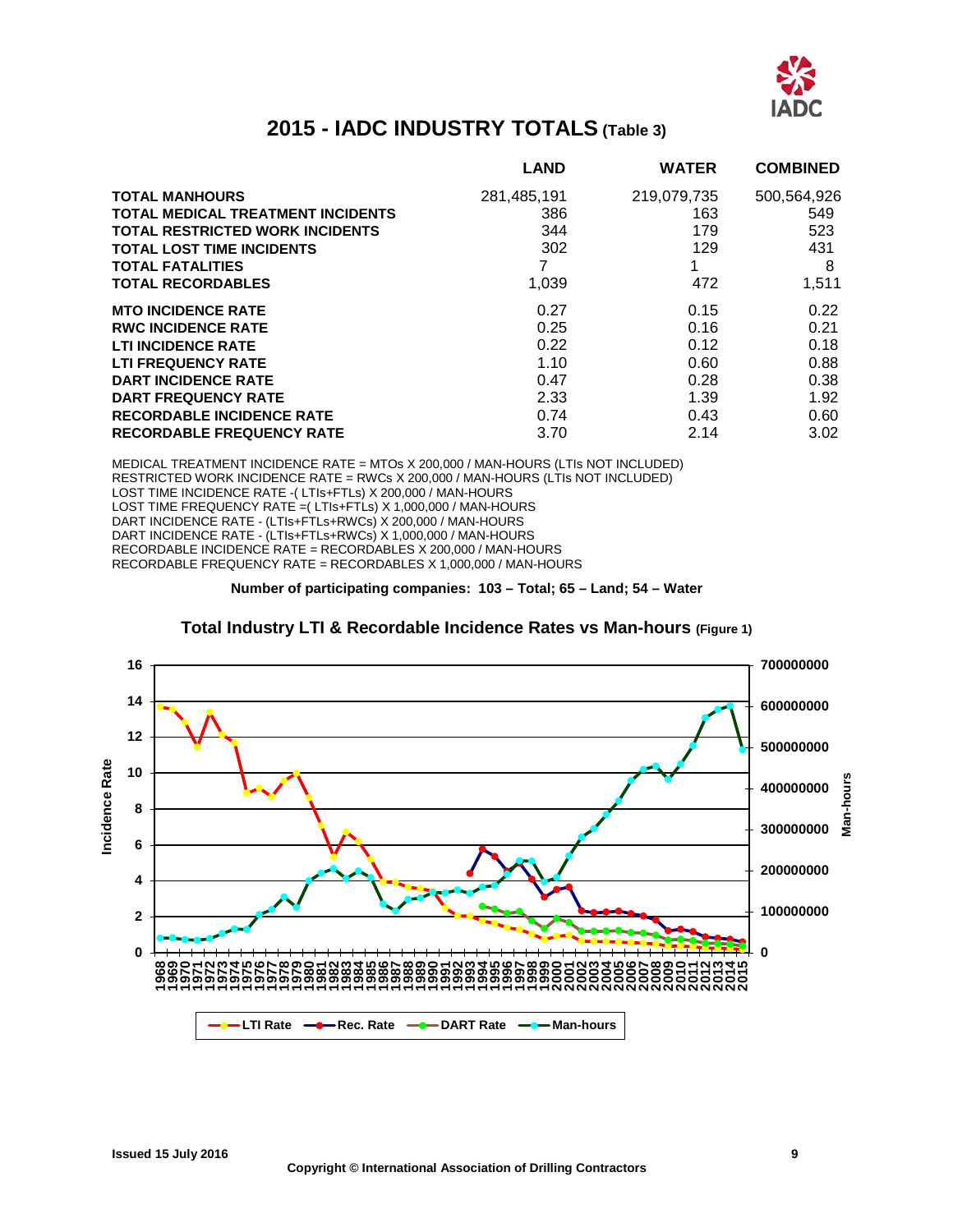# 2015 - IADC INDUSTRY TOTALS (Table 3)

| | LAND | WATER | COMBINED |
|---|---|---|---|
| **TOTAL MANHOURS** | 281,485,191 | 219,079,735 | 500,564,926 |
| **TOTAL MEDICAL TREATMENT INCIDENTS** | 386 | 163 | 549 |
| **TOTAL RESTRICTED WORK INCIDENTS** | 344 | 179 | 523 |
| **TOTAL LOST TIME INCIDENTS** | 302 | 129 | 431 |
| **TOTAL FATALITIES** | 7 | 1 | 8 |
| **TOTAL RECORDABLES** | 1,039 | 472 | 1,511 |
| **MTO INCIDENCE RATE** | 0.27 | 0.15 | 0.22 |
| **RWC INCIDENCE RATE** | 0.25 | 0.16 | 0.21 |
| **LTI INCIDENCE RATE** | 0.22 | 0.12 | 0.18 |
| **LTI FREQUENCY RATE** | 1.10 | 0.60 | 0.88 |
| **DART INCIDENCE RATE** | 0.47 | 0.28 | 0.38 |
| **DART FREQUENCY RATE** | 2.33 | 1.39 | 1.92 |
| **RECORDABLE INCIDENCE RATE** | 0.74 | 0.43 | 0.60 |
| **RECORDABLE FREQUENCY RATE** | 3.70 | 2.14 | 3.02 |

MEDICAL TREATMENT INCIDENCE RATE = MTOs X 200,000 / MAN-HOURS (LTIs NOT INCLUDED)
RESTRICTED WORK INCIDENCE RATE = RWCs X 200,000 / MAN-HOURS (LTIs NOT INCLUDED)
LOST TIME INCIDENCE RATE -( LTIs+FTLs) X 200,000 / MAN-HOURS
LOST TIME FREQUENCY RATE =( LTIs+FTLs) X 1,000,000 / MAN-HOURS
DART INCIDENCE RATE - (LTIs+FTLs+RWCs) X 200,000 / MAN-HOURS
DART INCIDENCE RATE - (LTIs+FTLs+RWCs) X 1,000,000 / MAN-HOURS
RECORDABLE INCIDENCE RATE = RECORDABLES X 200,000 / MAN-HOURS
RECORDABLE FREQUENCY RATE = RECORDABLES X 1,000,000 / MAN-HOURS

**Number of participating companies: 103 – Total; 65 – Land; 54 – Water**

## Total Industry LTI & Recordable Incidence Rates vs Man-hours (Figure 1)

Issued 15 July 2016

Copyright © International Association of Drilling Contractors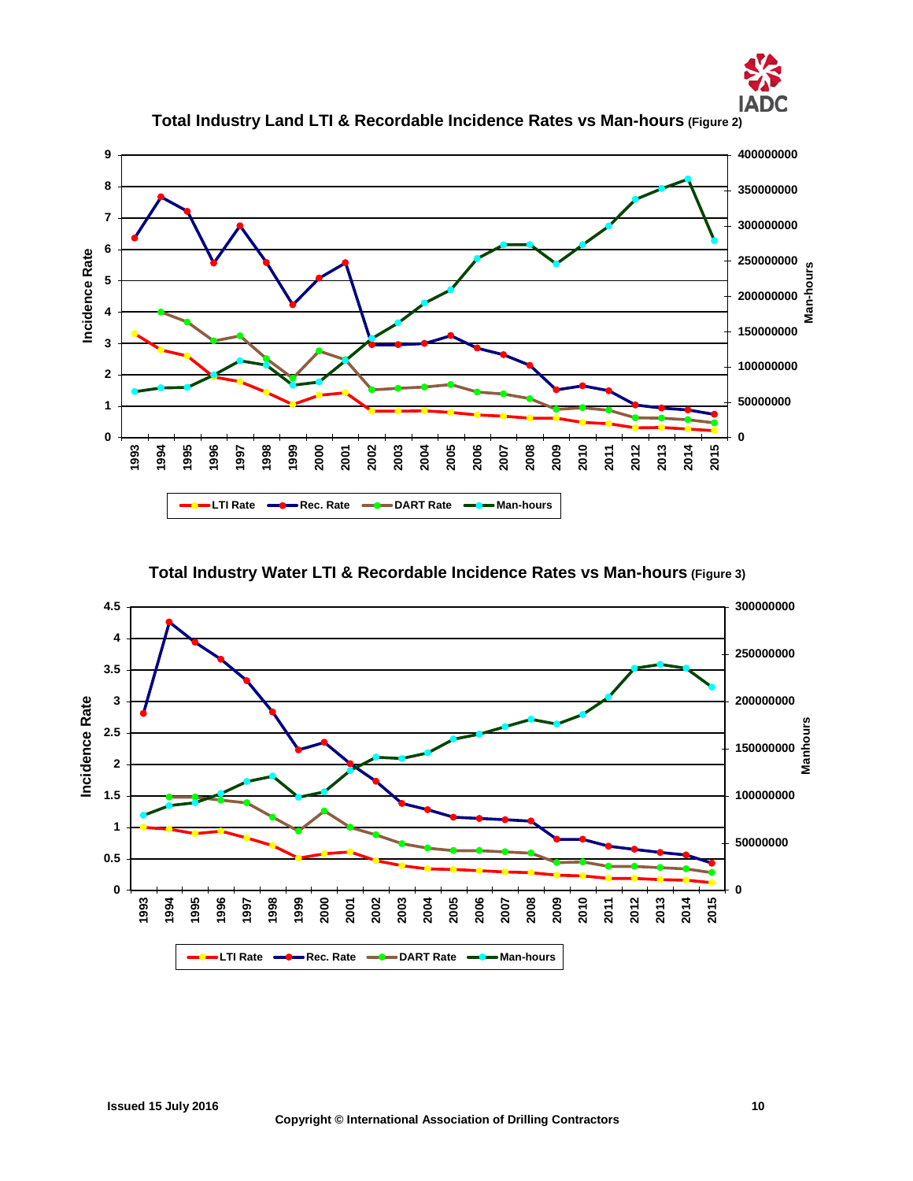## Total Industry Land LTI & Recordable Incidence Rates vs Man-hours (Figure 2)

## Total Industry Water LTI & Recordable Incidence Rates vs Man-hours (Figure 3)

Issued 15 July 2016

Copyright © International Association of Drilling Contractors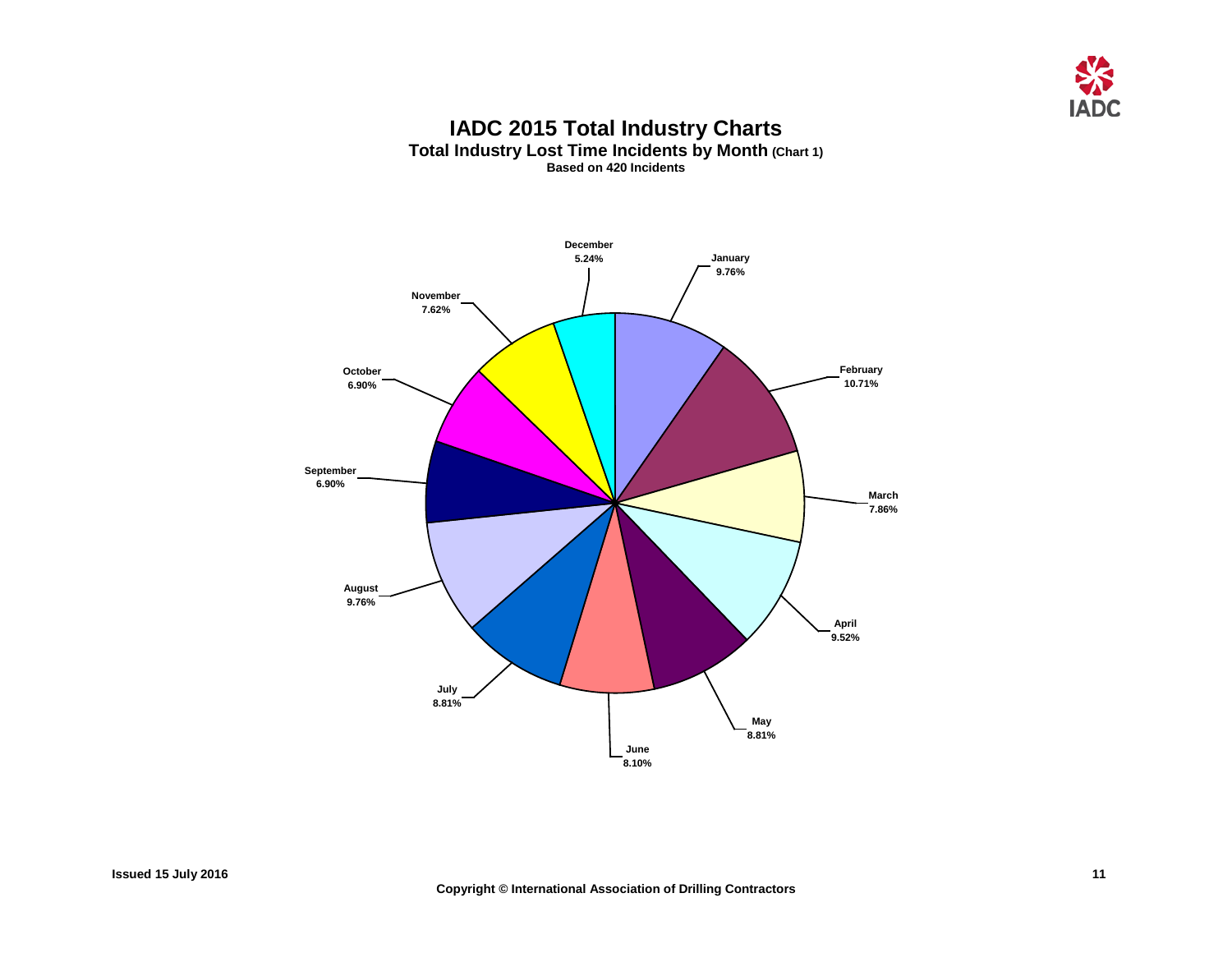# IADC 2015 Total Industry Charts

## Total Industry Lost Time Incidents by Month (Chart 1)

**Based on 420 Incidents**

| Month | Percentage |
| --- | --- |
| January | 9.76% |
| February | 10.71% |
| March | 7.86% |
| April | 9.52% |
| May | 8.81% |
| June | 8.10% |
| July | 8.81% |
| August | 9.76% |
| September | 6.90% |
| October | 6.90% |
| November | 7.62% |
| December | 5.24% |

Issued 15 July 2016

Copyright © International Association of Drilling Contractors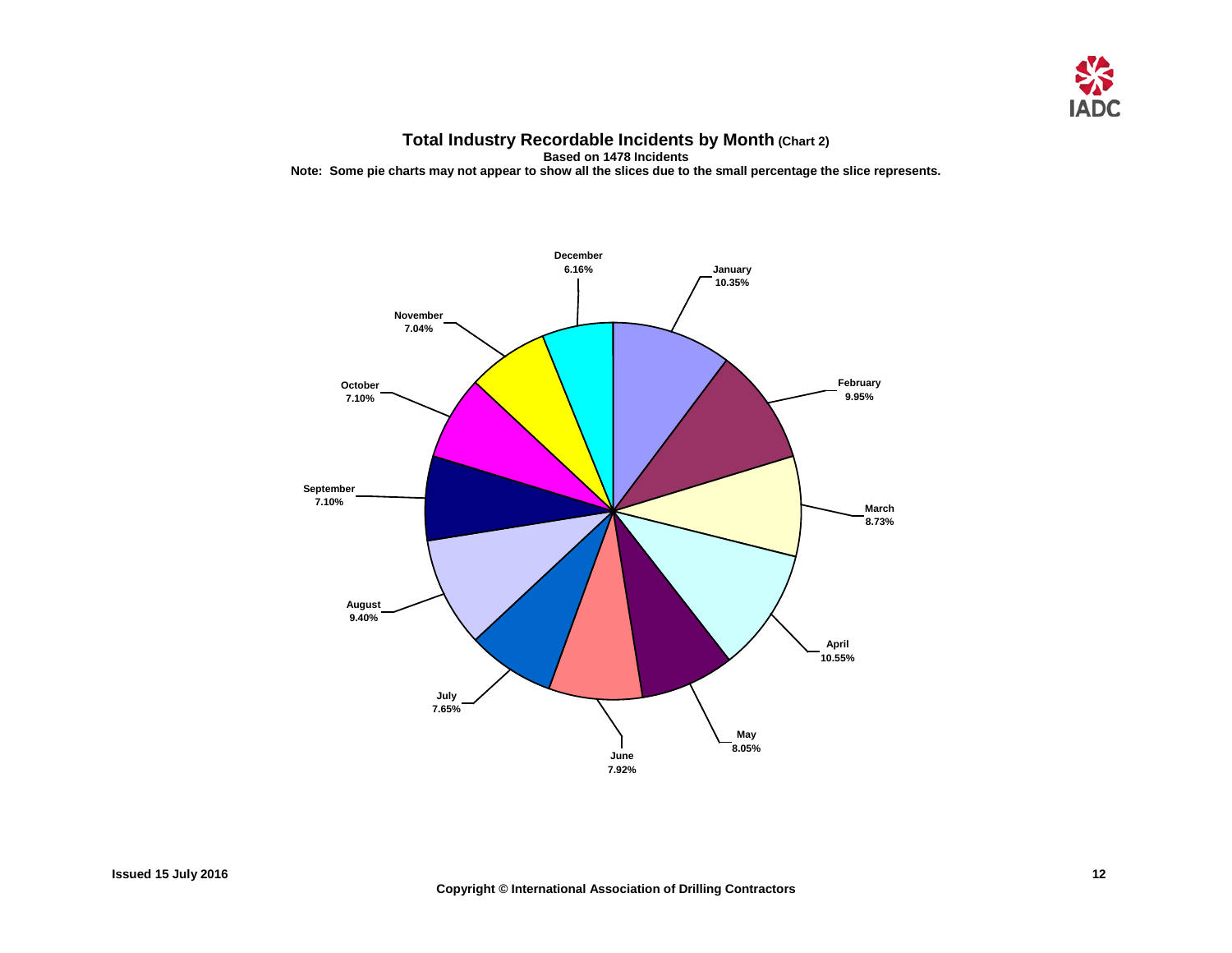# Total Industry Recordable Incidents by Month (Chart 2)

**Based on 1478 Incidents**

**Note: Some pie charts may not appear to show all the slices due to the small percentage the slice represents.**

| Month | Percentage |
| --- | --- |
| January | 10.35% |
| February | 9.95% |
| March | 8.73% |
| April | 10.55% |
| May | 8.05% |
| June | 7.92% |
| July | 7.65% |
| August | 9.40% |
| September | 7.10% |
| October | 7.10% |
| November | 7.04% |
| December | 6.16% |

Issued 15 July 2016

Copyright © International Association of Drilling Contractors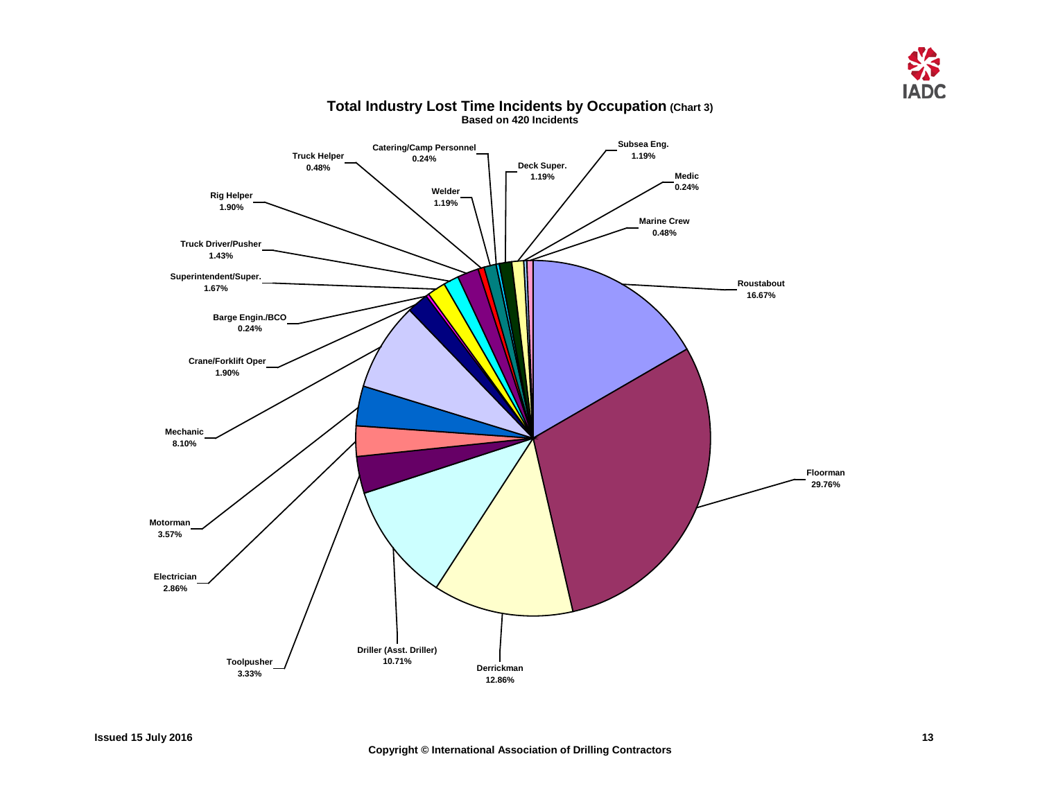# Total Industry Lost Time Incidents by Occupation (Chart 3)

**Based on 420 Incidents**

| Occupation | Percentage |
|---|---|
| Roustabout | 16.67% |
| Floorman | 29.76% |
| Derrickman | 12.86% |
| Driller (Asst. Driller) | 10.71% |
| Toolpusher | 3.33% |
| Electrician | 2.86% |
| Motorman | 3.57% |
| Mechanic | 8.10% |
| Crane/Forklift Oper | 1.90% |
| Barge Engin./BCO | 0.24% |
| Superintendent/Super. | 1.67% |
| Truck Driver/Pusher | 1.43% |
| Rig Helper | 1.90% |
| Truck Helper | 0.48% |
| Welder | 1.19% |
| Catering/Camp Personnel | 0.24% |
| Deck Super. | 1.19% |
| Subsea Eng. | 1.19% |
| Medic | 0.24% |
| Marine Crew | 0.48% |

Issued 15 July 2016

Copyright © International Association of Drilling Contractors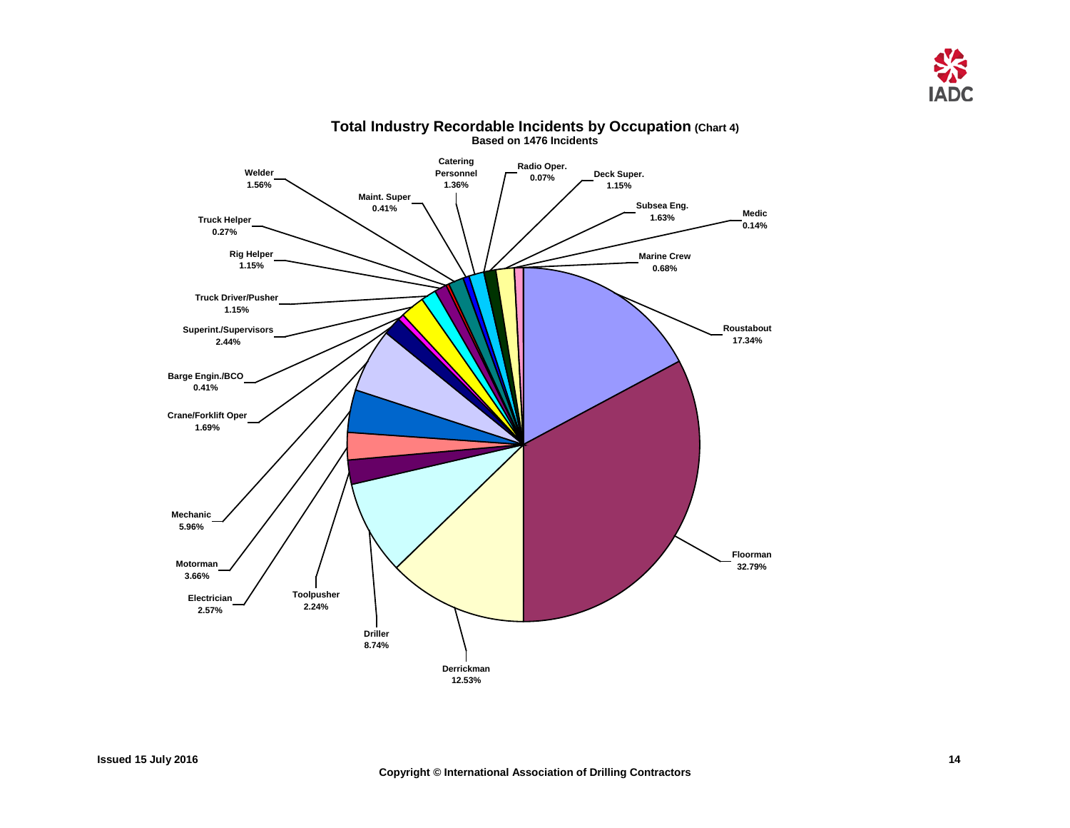## Total Industry Recordable Incidents by Occupation (Chart 4)

**Based on 1476 Incidents**

| Occupation | Percentage |
|---|---|
| Roustabout | 17.34% |
| Floorman | 32.79% |
| Derrickman | 12.53% |
| Driller | 8.74% |
| Toolpusher | 2.24% |
| Electrician | 2.57% |
| Motorman | 3.66% |
| Mechanic | 5.96% |
| Crane/Forklift Oper | 1.69% |
| Barge Engin./BCO | 0.41% |
| Superint./Supervisors | 2.44% |
| Truck Driver/Pusher | 1.15% |
| Rig Helper | 1.15% |
| Truck Helper | 0.27% |
| Welder | 1.56% |
| Maint. Super | 0.41% |
| Catering Personnel | 1.36% |
| Radio Oper. | 0.07% |
| Deck Super. | 1.15% |
| Subsea Eng. | 1.63% |
| Medic | 0.14% |
| Marine Crew | 0.68% |

Issued 15 July 2016

Copyright © International Association of Drilling Contractors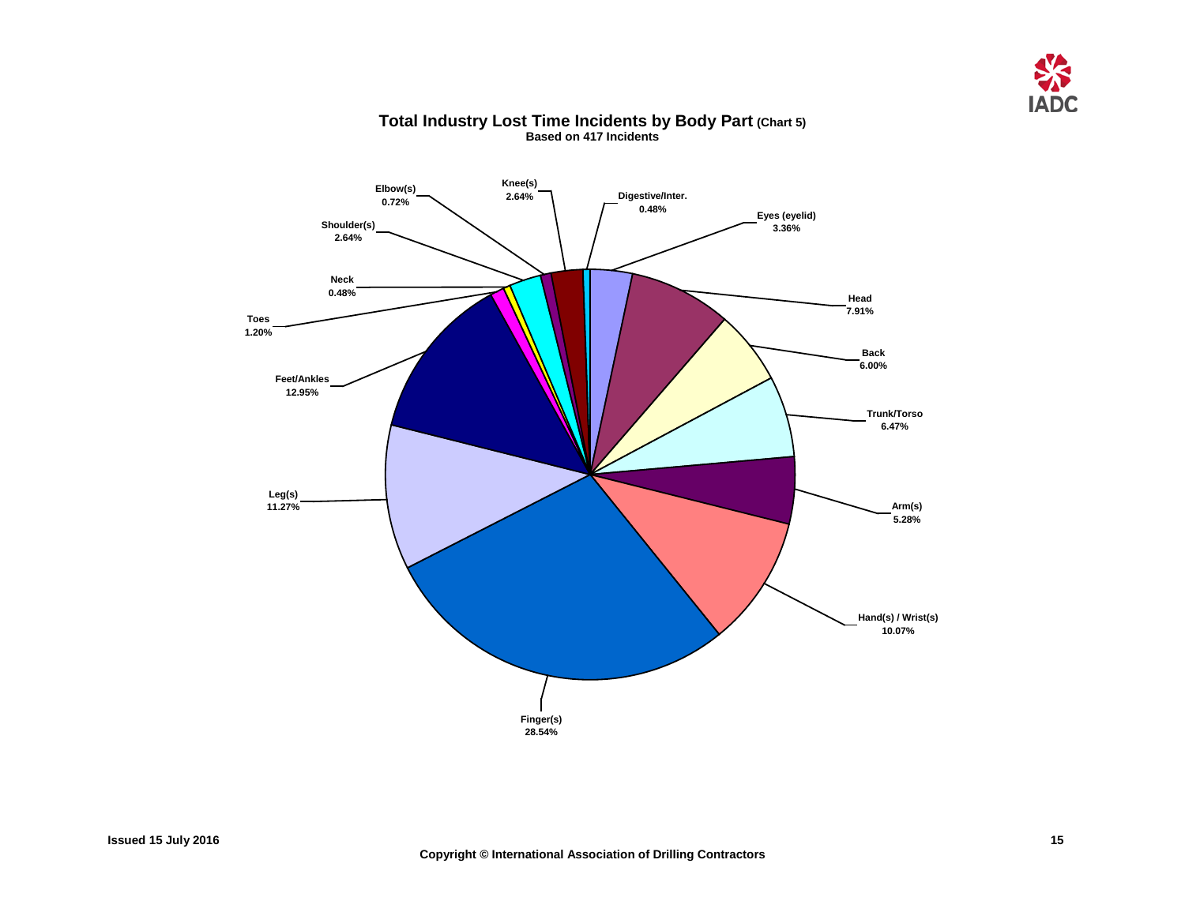## Total Industry Lost Time Incidents by Body Part (Chart 5)

**Based on 417 Incidents**

| Body Part | Percentage |
|---|---|
| Digestive/Inter. | 0.48% |
| Eyes (eyelid) | 3.36% |
| Head | 7.91% |
| Back | 6.00% |
| Trunk/Torso | 6.47% |
| Arm(s) | 5.28% |
| Hand(s) / Wrist(s) | 10.07% |
| Finger(s) | 28.54% |
| Leg(s) | 11.27% |
| Feet/Ankles | 12.95% |
| Toes | 1.20% |
| Neck | 0.48% |
| Shoulder(s) | 2.64% |
| Elbow(s) | 0.72% |
| Knee(s) | 2.64% |

Issued 15 July 2016

Copyright © International Association of Drilling Contractors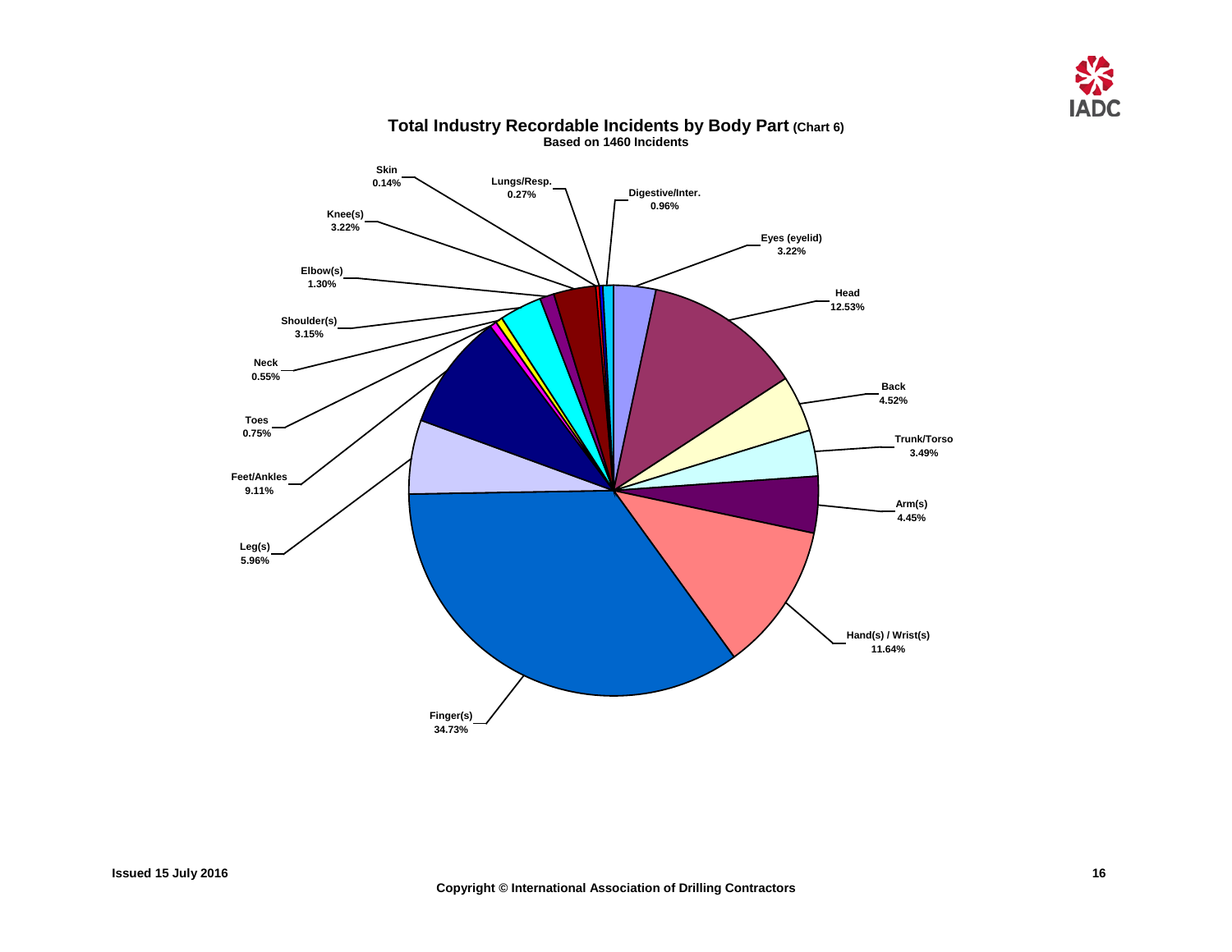## Total Industry Recordable Incidents by Body Part (Chart 6)

**Based on 1460 Incidents**

| Body Part | Percentage |
|---|---|
| Skin | 0.14% |
| Lungs/Resp. | 0.27% |
| Digestive/Inter. | 0.96% |
| Eyes (eyelid) | 3.22% |
| Head | 12.53% |
| Back | 4.52% |
| Trunk/Torso | 3.49% |
| Arm(s) | 4.45% |
| Hand(s) / Wrist(s) | 11.64% |
| Finger(s) | 34.73% |
| Leg(s) | 5.96% |
| Feet/Ankles | 9.11% |
| Toes | 0.75% |
| Neck | 0.55% |
| Shoulder(s) | 3.15% |
| Elbow(s) | 1.30% |
| Knee(s) | 3.22% |

Issued 15 July 2016

Copyright © International Association of Drilling Contractors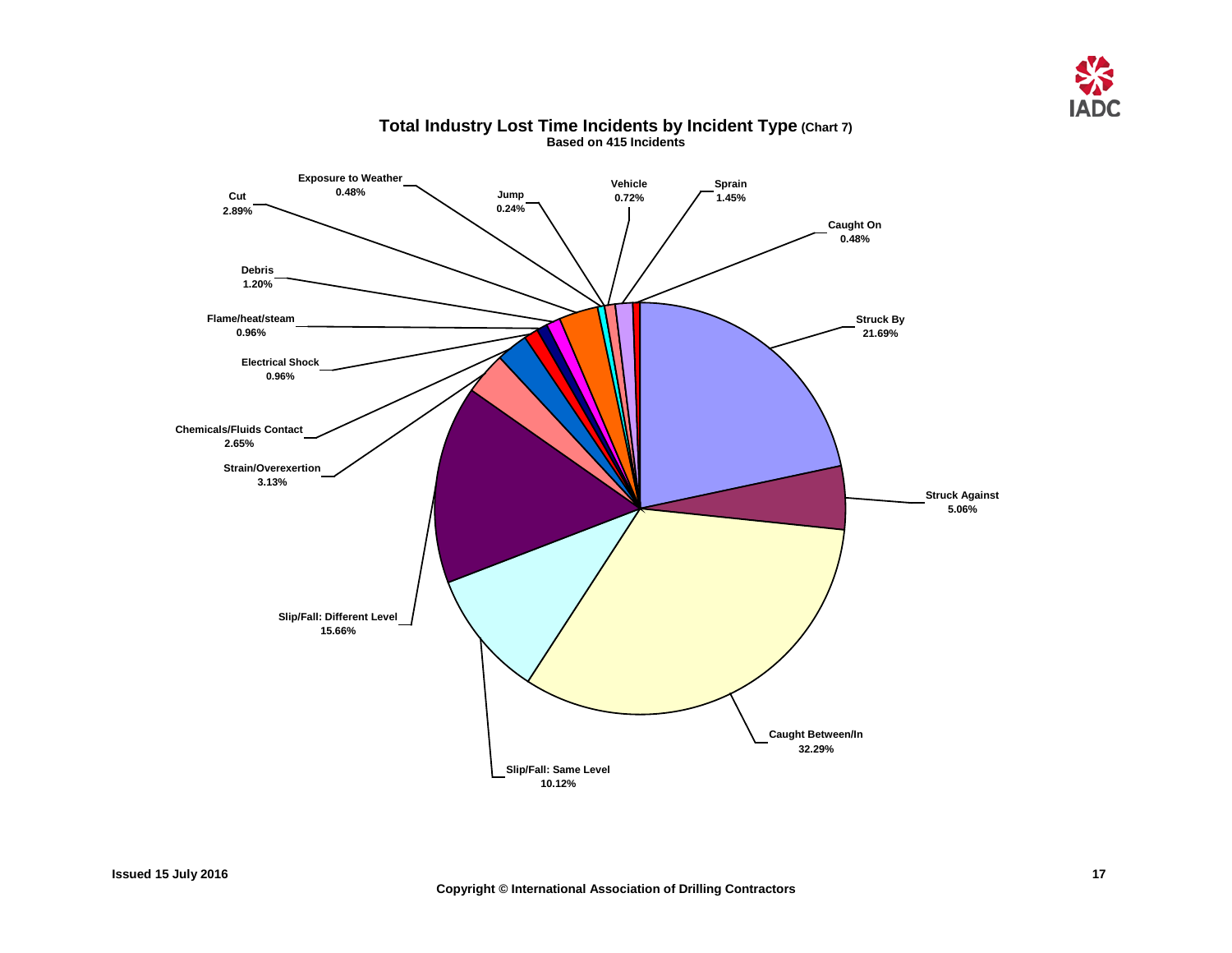## Total Industry Lost Time Incidents by Incident Type (Chart 7)

**Based on 415 Incidents**

| Incident Type | Percentage |
|---|---|
| Struck By | 21.69% |
| Struck Against | 5.06% |
| Caught Between/In | 32.29% |
| Slip/Fall: Same Level | 10.12% |
| Slip/Fall: Different Level | 15.66% |
| Strain/Overexertion | 3.13% |
| Chemicals/Fluids Contact | 2.65% |
| Electrical Shock | 0.96% |
| Flame/heat/steam | 0.96% |
| Debris | 1.20% |
| Cut | 2.89% |
| Exposure to Weather | 0.48% |
| Jump | 0.24% |
| Vehicle | 0.72% |
| Sprain | 1.45% |
| Caught On | 0.48% |

Issued 15 July 2016

Copyright © International Association of Drilling Contractors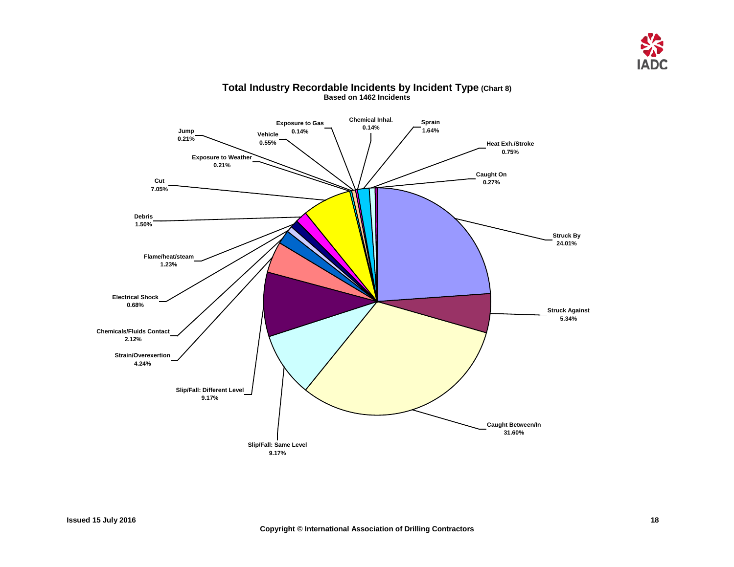## Total Industry Recordable Incidents by Incident Type (Chart 8)

**Based on 1462 Incidents**

| Incident Type | Percentage |
|---|---|
| Struck By | 24.01% |
| Struck Against | 5.34% |
| Caught Between/In | 31.60% |
| Slip/Fall: Same Level | 9.17% |
| Slip/Fall: Different Level | 9.17% |
| Strain/Overexertion | 4.24% |
| Chemicals/Fluids Contact | 2.12% |
| Electrical Shock | 0.68% |
| Flame/heat/steam | 1.23% |
| Debris | 1.50% |
| Cut | 7.05% |
| Exposure to Weather | 0.21% |
| Jump | 0.21% |
| Vehicle | 0.55% |
| Exposure to Gas | 0.14% |
| Chemical Inhal. | 0.14% |
| Sprain | 1.64% |
| Heat Exh./Stroke | 0.75% |
| Caught On | 0.27% |

Issued 15 July 2016

Copyright © International Association of Drilling Contractors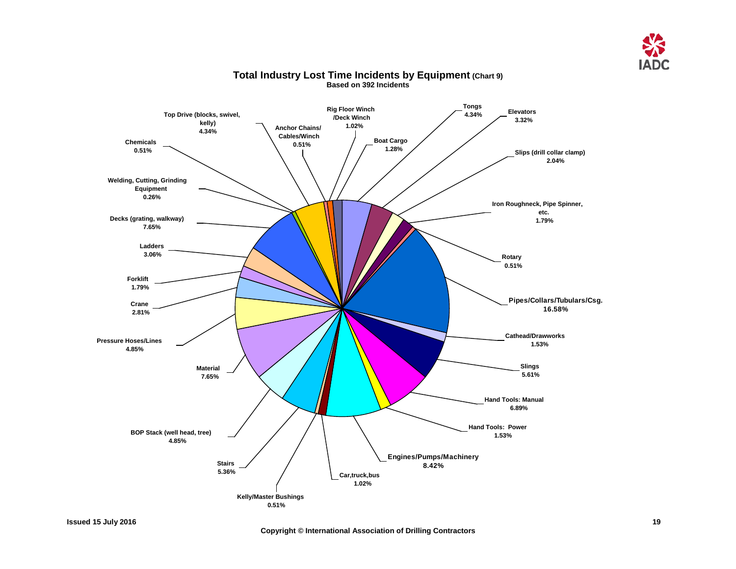# Total Industry Lost Time Incidents by Equipment (Chart 9)

**Based on 392 Incidents**

| Equipment | Percentage |
|---|---|
| Rig Floor Winch /Deck Winch | 1.02% |
| Boat Cargo | 1.28% |
| Tongs | 4.34% |
| Elevators | 3.32% |
| Slips (drill collar clamp) | 2.04% |
| Iron Roughneck, Pipe Spinner, etc. | 1.79% |
| Rotary | 0.51% |
| Pipes/Collars/Tubulars/Csg. | 16.58% |
| Cathead/Drawworks | 1.53% |
| Slings | 5.61% |
| Hand Tools: Manual | 6.89% |
| Hand Tools: Power | 1.53% |
| Engines/Pumps/Machinery | 8.42% |
| Car,truck,bus | 1.02% |
| Kelly/Master Bushings | 0.51% |
| Stairs | 5.36% |
| BOP Stack (well head, tree) | 4.85% |
| Material | 7.65% |
| Pressure Hoses/Lines | 4.85% |
| Crane | 2.81% |
| Forklift | 1.79% |
| Ladders | 3.06% |
| Decks (grating, walkway) | 7.65% |
| Welding, Cutting, Grinding Equipment | 0.26% |
| Chemicals | 0.51% |
| Top Drive (blocks, swivel, kelly) | 4.34% |
| Anchor Chains/ Cables/Winch | 0.51% |

Issued 15 July 2016

Copyright © International Association of Drilling Contractors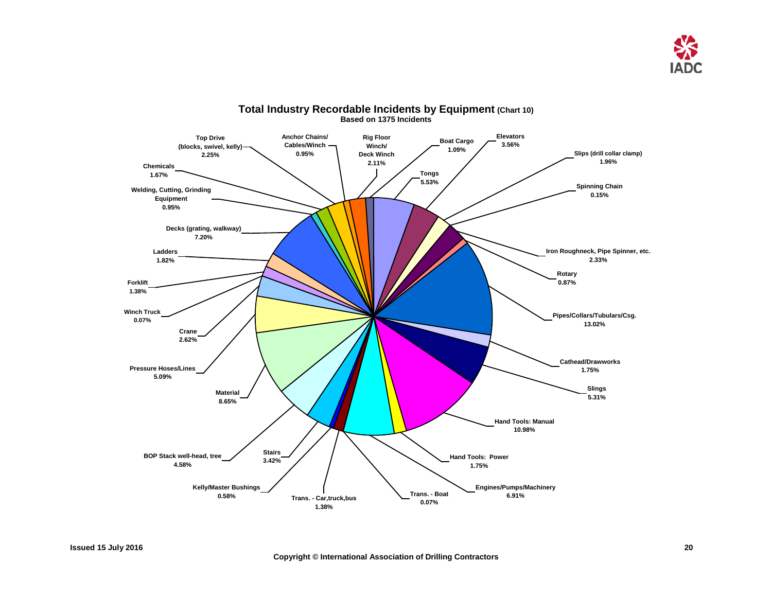## Total Industry Recordable Incidents by Equipment (Chart 10)

**Based on 1375 Incidents**

| Equipment | Percentage |
|---|---|
| Top Drive (blocks, swivel, kelly) | 2.25% |
| Anchor Chains/ Cables/Winch | 0.95% |
| Rig Floor Winch/ Deck Winch | 2.11% |
| Boat Cargo | 1.09% |
| Elevators | 3.56% |
| Slips (drill collar clamp) | 1.96% |
| Spinning Chain | 0.15% |
| Chemicals | 1.67% |
| Tongs | 5.53% |
| Welding, Cutting, Grinding Equipment | 0.95% |
| Decks (grating, walkway) | 7.20% |
| Iron Roughneck, Pipe Spinner, etc. | 2.33% |
| Ladders | 1.82% |
| Rotary | 0.87% |
| Forklift | 1.38% |
| Winch Truck | 0.07% |
| Pipes/Collars/Tubulars/Csg. | 13.02% |
| Crane | 2.62% |
| Cathead/Drawworks | 1.75% |
| Pressure Hoses/Lines | 5.09% |
| Slings | 5.31% |
| Material | 8.65% |
| Hand Tools: Manual | 10.98% |
| BOP Stack well-head, tree | 4.58% |
| Stairs | 3.42% |
| Hand Tools: Power | 1.75% |
| Engines/Pumps/Machinery | 6.91% |
| Kelly/Master Bushings | 0.58% |
| Trans. - Boat | 0.07% |
| Trans. - Car,truck,bus | 1.38% |

Issued 15 July 2016

Copyright © International Association of Drilling Contractors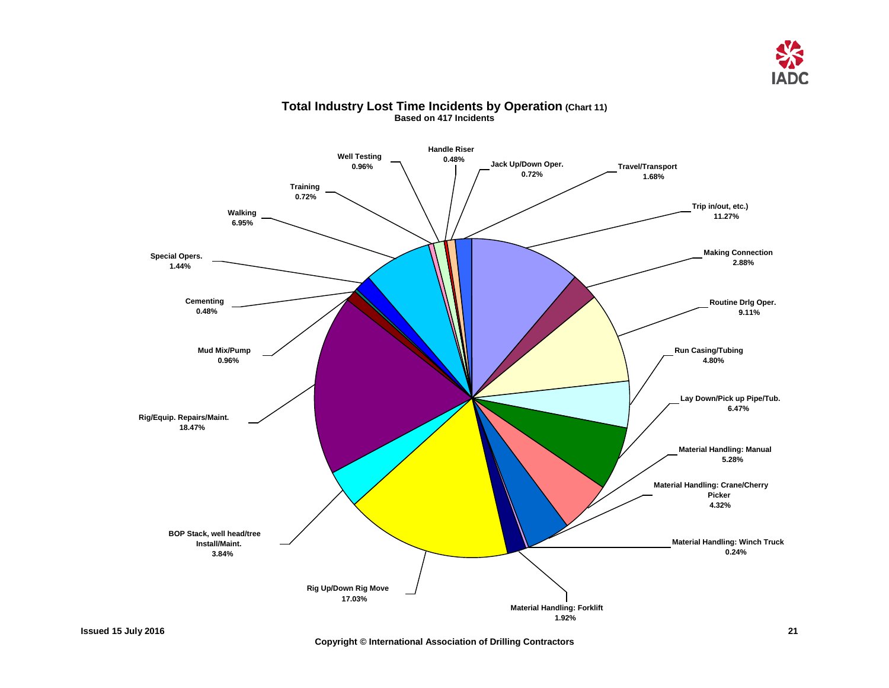## Total Industry Lost Time Incidents by Operation (Chart 11)

**Based on 417 Incidents**

| Operation | Percentage |
| --- | --- |
| Trip in/out, etc.) | 11.27% |
| Making Connection | 2.88% |
| Routine Drlg Oper. | 9.11% |
| Run Casing/Tubing | 4.80% |
| Lay Down/Pick up Pipe/Tub. | 6.47% |
| Material Handling: Manual | 5.28% |
| Material Handling: Crane/Cherry Picker | 4.32% |
| Material Handling: Winch Truck | 0.24% |
| Material Handling: Forklift | 1.92% |
| Rig Up/Down Rig Move | 17.03% |
| BOP Stack, well head/tree Install/Maint. | 3.84% |
| Rig/Equip. Repairs/Maint. | 18.47% |
| Mud Mix/Pump | 0.96% |
| Cementing | 0.48% |
| Special Opers. | 1.44% |
| Walking | 6.95% |
| Training | 0.72% |
| Well Testing | 0.96% |
| Handle Riser | 0.48% |
| Jack Up/Down Oper. | 0.72% |
| Travel/Transport | 1.68% |

Issued 15 July 2016

Copyright © International Association of Drilling Contractors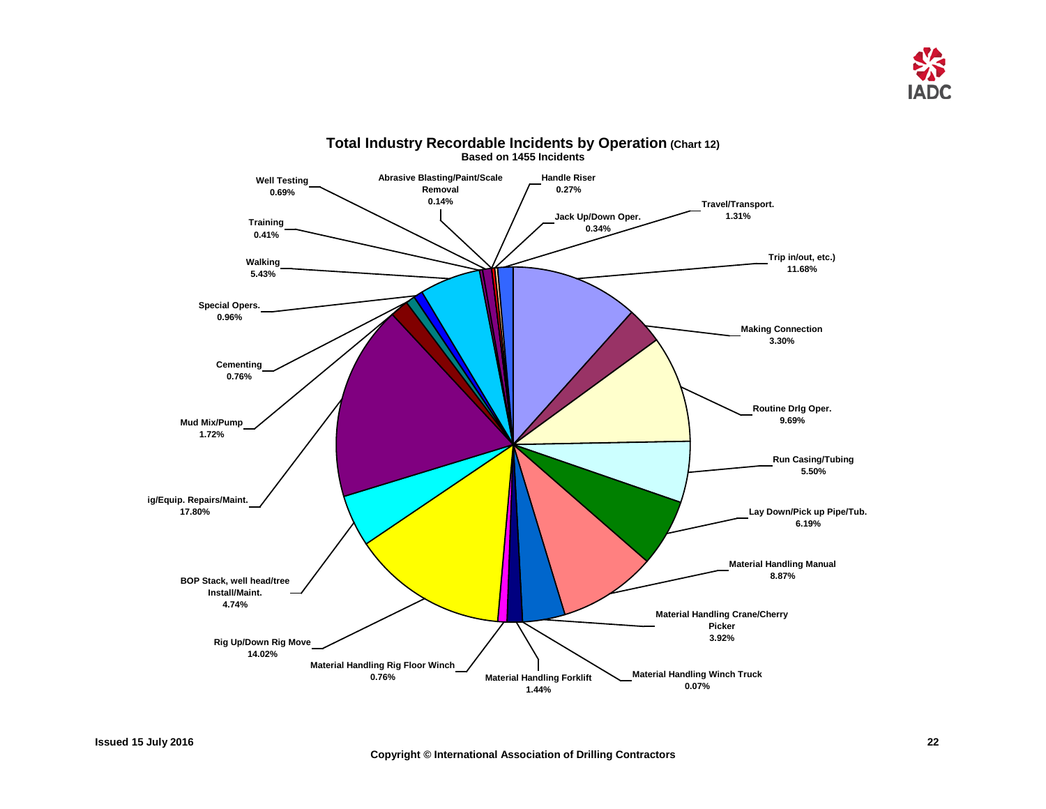# Total Industry Recordable Incidents by Operation (Chart 12)

**Based on 1455 Incidents**

| Operation | Percentage |
| --- | --- |
| Trip in/out, etc.) | 11.68% |
| Making Connection | 3.30% |
| Routine Drlg Oper. | 9.69% |
| Run Casing/Tubing | 5.50% |
| Lay Down/Pick up Pipe/Tub. | 6.19% |
| Material Handling Manual | 8.87% |
| Material Handling Crane/Cherry Picker | 3.92% |
| Material Handling Winch Truck | 0.07% |
| Material Handling Forklift | 1.44% |
| Material Handling Rig Floor Winch | 0.76% |
| Rig Up/Down Rig Move | 14.02% |
| BOP Stack, well head/tree Install/Maint. | 4.74% |
| ig/Equip. Repairs/Maint. | 17.80% |
| Mud Mix/Pump | 1.72% |
| Cementing | 0.76% |
| Special Opers. | 0.96% |
| Walking | 5.43% |
| Training | 0.41% |
| Well Testing | 0.69% |
| Abrasive Blasting/Paint/Scale Removal | 0.14% |
| Handle Riser | 0.27% |
| Jack Up/Down Oper. | 0.34% |
| Travel/Transport. | 1.31% |

Issued 15 July 2016

Copyright © International Association of Drilling Contractors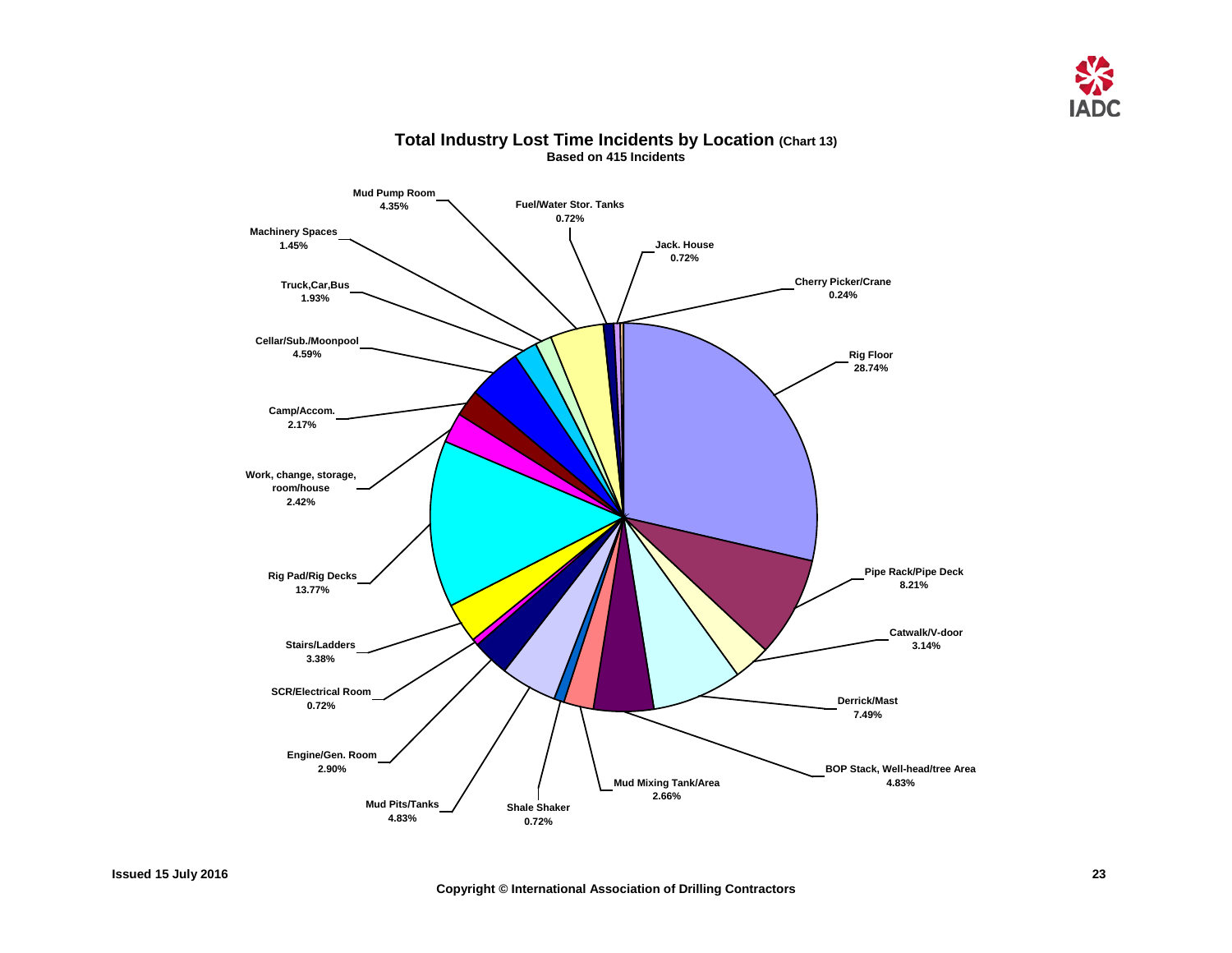## Total Industry Lost Time Incidents by Location (Chart 13)

**Based on 415 Incidents**

| Location | Percentage |
|---|---|
| Rig Floor | 28.74% |
| Pipe Rack/Pipe Deck | 8.21% |
| Catwalk/V-door | 3.14% |
| Derrick/Mast | 7.49% |
| BOP Stack, Well-head/tree Area | 4.83% |
| Mud Mixing Tank/Area | 2.66% |
| Shale Shaker | 0.72% |
| Mud Pits/Tanks | 4.83% |
| Engine/Gen. Room | 2.90% |
| SCR/Electrical Room | 0.72% |
| Stairs/Ladders | 3.38% |
| Rig Pad/Rig Decks | 13.77% |
| Work, change, storage, room/house | 2.42% |
| Camp/Accom. | 2.17% |
| Cellar/Sub./Moonpool | 4.59% |
| Truck,Car,Bus | 1.93% |
| Machinery Spaces | 1.45% |
| Mud Pump Room | 4.35% |
| Fuel/Water Stor. Tanks | 0.72% |
| Jack. House | 0.72% |
| Cherry Picker/Crane | 0.24% |

Issued 15 July 2016

Copyright © International Association of Drilling Contractors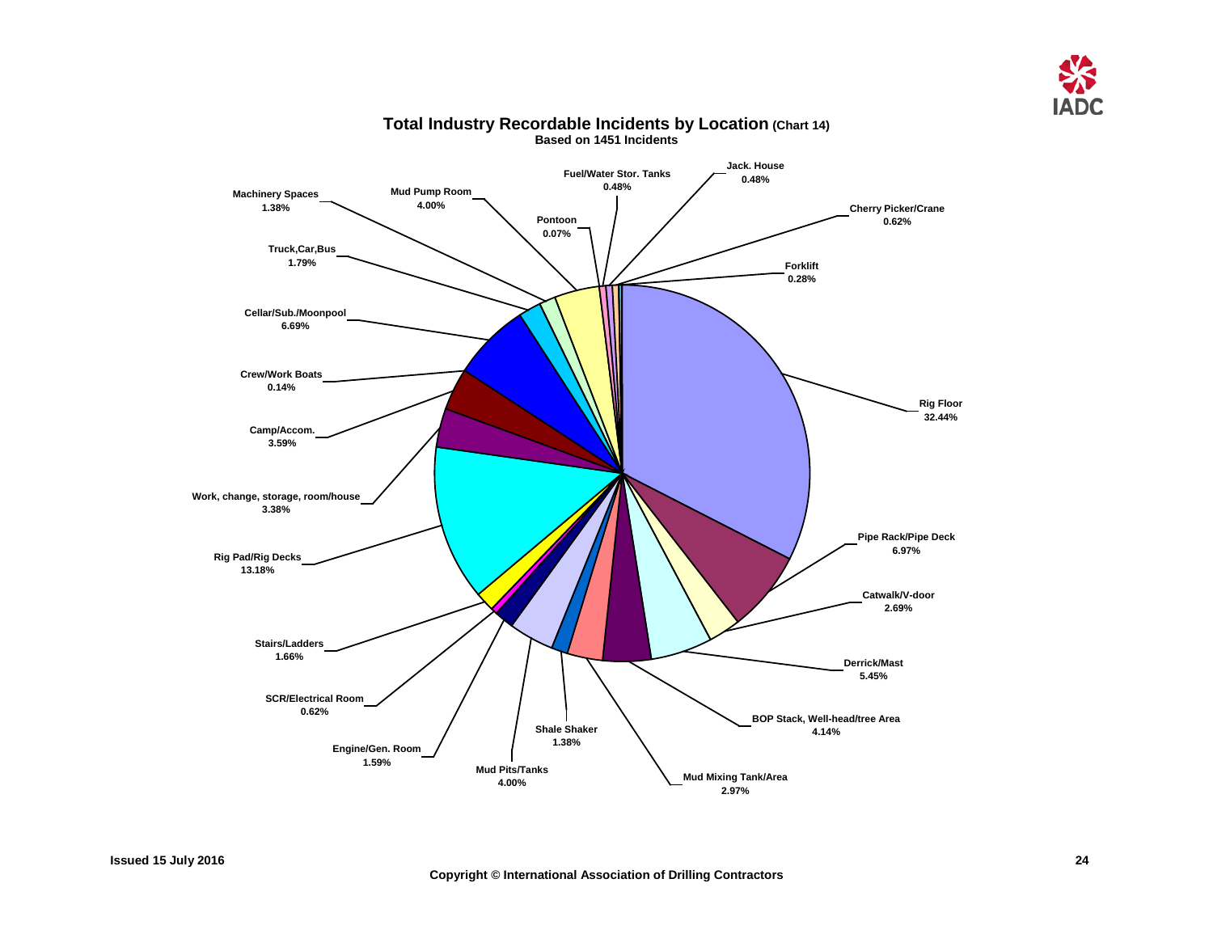# Total Industry Recordable Incidents by Location (Chart 14)

**Based on 1451 Incidents**

| Location | Percentage |
|---|---|
| Rig Floor | 32.44% |
| Pipe Rack/Pipe Deck | 6.97% |
| Catwalk/V-door | 2.69% |
| Derrick/Mast | 5.45% |
| BOP Stack, Well-head/tree Area | 4.14% |
| Mud Mixing Tank/Area | 2.97% |
| Shale Shaker | 1.38% |
| Mud Pits/Tanks | 4.00% |
| Engine/Gen. Room | 1.59% |
| SCR/Electrical Room | 0.62% |
| Stairs/Ladders | 1.66% |
| Rig Pad/Rig Decks | 13.18% |
| Work, change, storage, room/house | 3.38% |
| Camp/Accom. | 3.59% |
| Crew/Work Boats | 0.14% |
| Cellar/Sub./Moonpool | 6.69% |
| Truck,Car,Bus | 1.79% |
| Machinery Spaces | 1.38% |
| Mud Pump Room | 4.00% |
| Pontoon | 0.07% |
| Fuel/Water Stor. Tanks | 0.48% |
| Jack. House | 0.48% |
| Cherry Picker/Crane | 0.62% |
| Forklift | 0.28% |

Issued 15 July 2016

Copyright © International Association of Drilling Contractors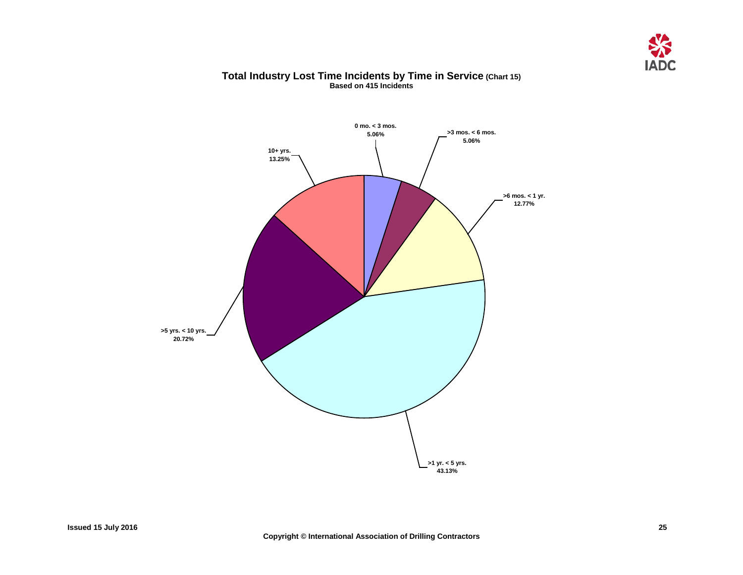# Total Industry Lost Time Incidents by Time in Service (Chart 15)

**Based on 415 Incidents**

| Time in Service | Percentage |
|---|---|
| 0 mo. < 3 mos. | 5.06% |
| >3 mos. < 6 mos. | 5.06% |
| >6 mos. < 1 yr. | 12.77% |
| >1 yr. < 5 yrs. | 43.13% |
| >5 yrs. < 10 yrs. | 20.72% |
| 10+ yrs. | 13.25% |

Issued 15 July 2016

Copyright © International Association of Drilling Contractors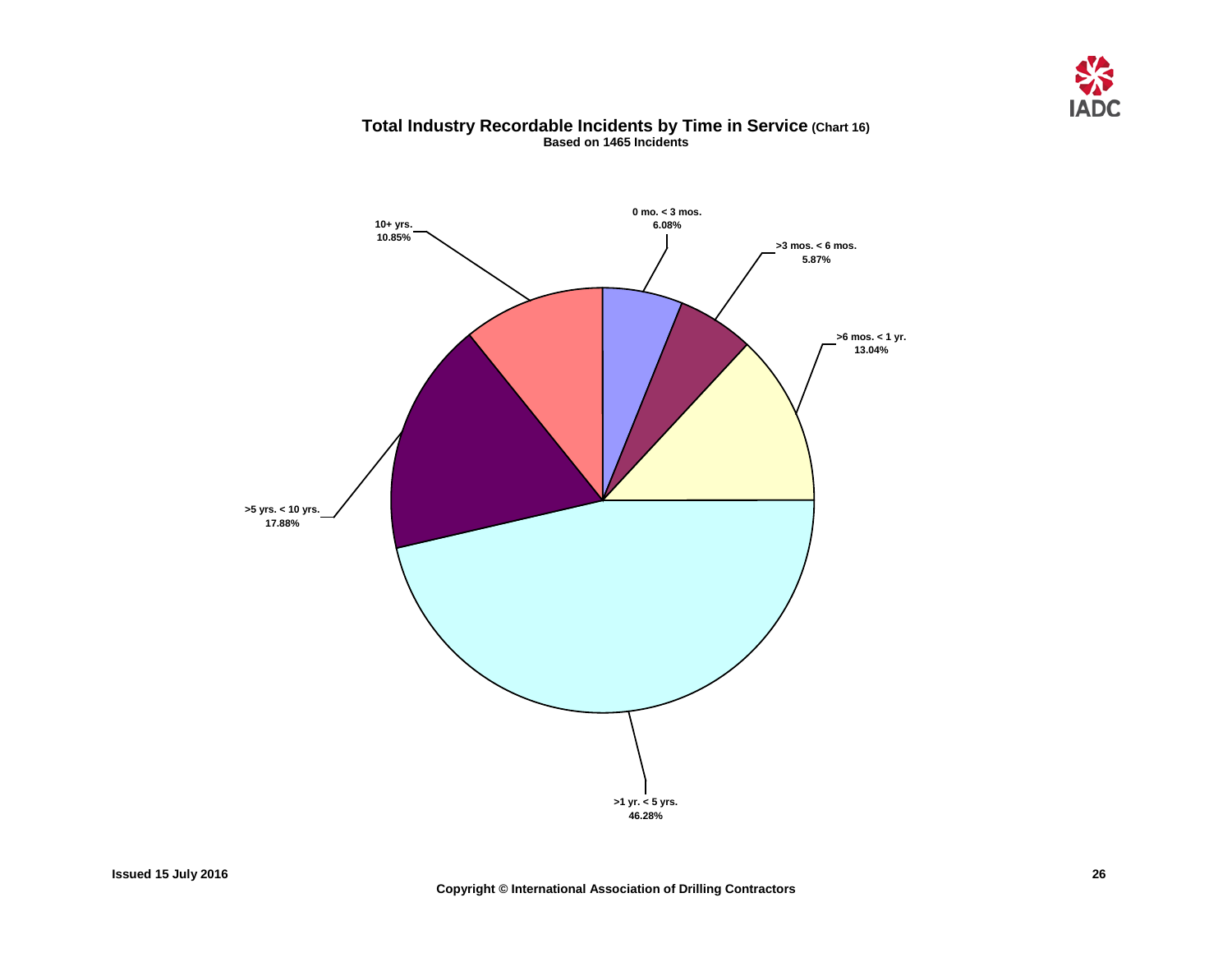## Total Industry Recordable Incidents by Time in Service (Chart 16)

**Based on 1465 Incidents**

| Time in Service | Percentage |
| --- | --- |
| 0 mo. < 3 mos. | 6.08% |
| >3 mos. < 6 mos. | 5.87% |
| >6 mos. < 1 yr. | 13.04% |
| >1 yr. < 5 yrs. | 46.28% |
| >5 yrs. < 10 yrs. | 17.88% |
| 10+ yrs. | 10.85% |

Issued 15 July 2016

Copyright © International Association of Drilling Contractors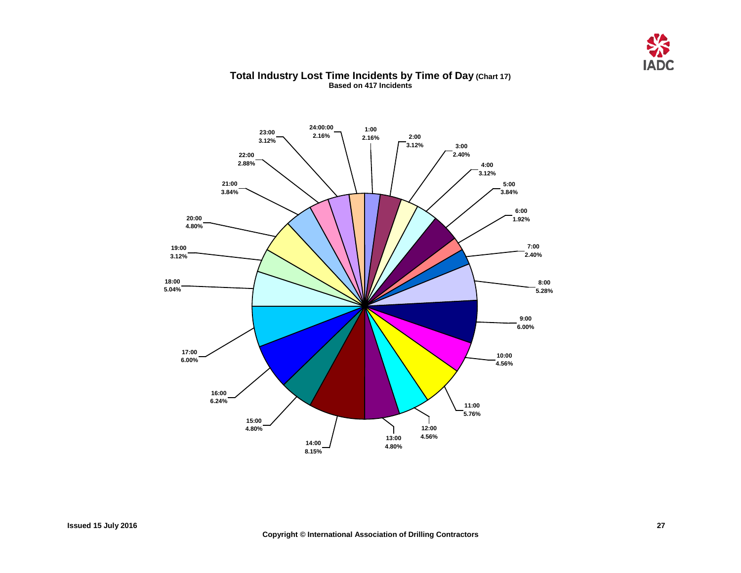# Total Industry Lost Time Incidents by Time of Day (Chart 17)

**Based on 417 Incidents**

| Time | Percentage |
|---|---|
| 1:00 | 2.16% |
| 2:00 | 3.12% |
| 3:00 | 2.40% |
| 4:00 | 3.12% |
| 5:00 | 3.84% |
| 6:00 | 1.92% |
| 7:00 | 2.40% |
| 8:00 | 5.28% |
| 9:00 | 6.00% |
| 10:00 | 4.56% |
| 11:00 | 5.76% |
| 12:00 | 4.56% |
| 13:00 | 4.80% |
| 14:00 | 8.15% |
| 15:00 | 4.80% |
| 16:00 | 6.24% |
| 17:00 | 6.00% |
| 18:00 | 5.04% |
| 19:00 | 3.12% |
| 20:00 | 4.80% |
| 21:00 | 3.84% |
| 22:00 | 2.88% |
| 23:00 | 3.12% |
| 24:00:00 | 2.16% |

Issued 15 July 2016

Copyright © International Association of Drilling Contractors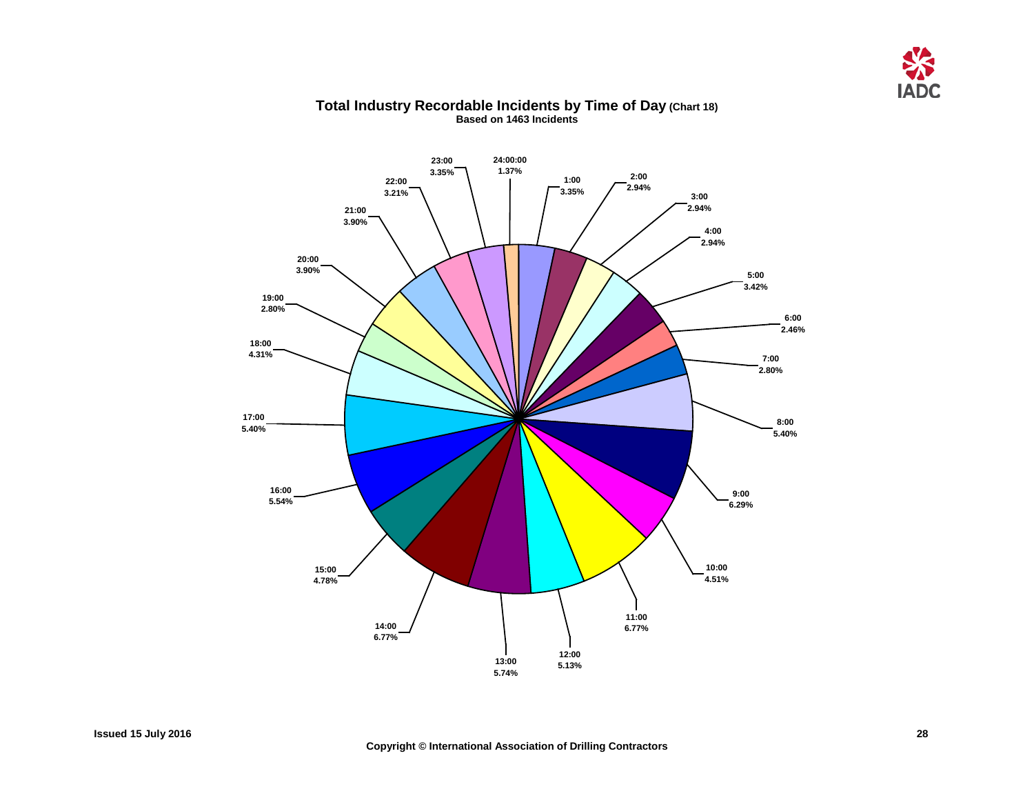# Total Industry Recordable Incidents by Time of Day (Chart 18)

**Based on 1463 Incidents**

| Time | Percentage |
|---|---|
| 1:00 | 3.35% |
| 2:00 | 2.94% |
| 3:00 | 2.94% |
| 4:00 | 2.94% |
| 5:00 | 3.42% |
| 6:00 | 2.46% |
| 7:00 | 2.80% |
| 8:00 | 5.40% |
| 9:00 | 6.29% |
| 10:00 | 4.51% |
| 11:00 | 6.77% |
| 12:00 | 5.13% |
| 13:00 | 5.74% |
| 14:00 | 6.77% |
| 15:00 | 4.78% |
| 16:00 | 5.54% |
| 17:00 | 5.40% |
| 18:00 | 4.31% |
| 19:00 | 2.80% |
| 20:00 | 3.90% |
| 21:00 | 3.90% |
| 22:00 | 3.21% |
| 23:00 | 3.35% |
| 24:00:00 | 1.37% |

Issued 15 July 2016

Copyright © International Association of Drilling Contractors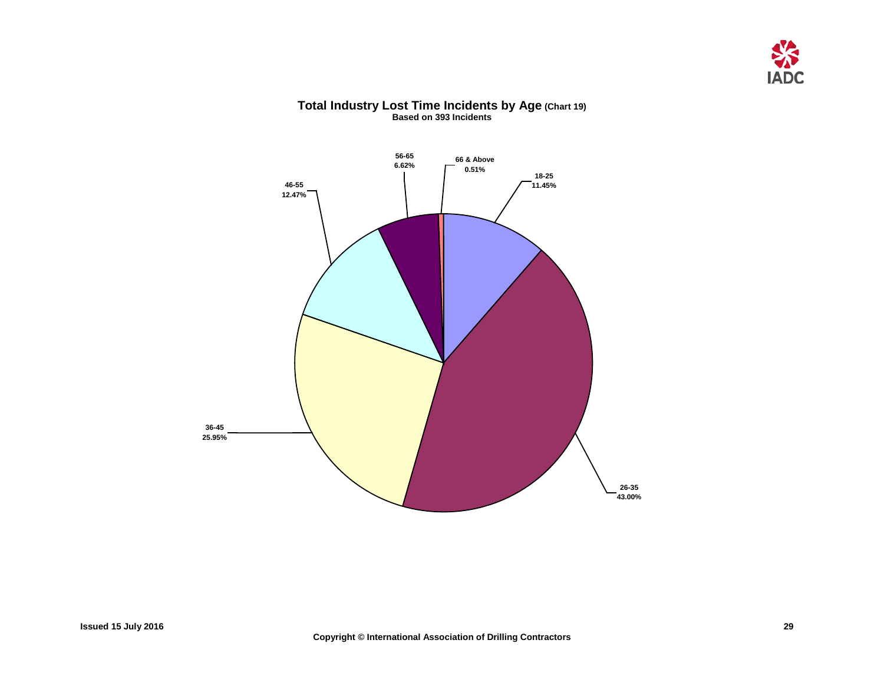## Total Industry Lost Time Incidents by Age (Chart 19)

**Based on 393 Incidents**

| Age | Percentage |
|---|---|
| 18-25 | 11.45% |
| 26-35 | 43.00% |
| 36-45 | 25.95% |
| 46-55 | 12.47% |
| 56-65 | 6.62% |
| 66 & Above | 0.51% |

Issued 15 July 2016

Copyright © International Association of Drilling Contractors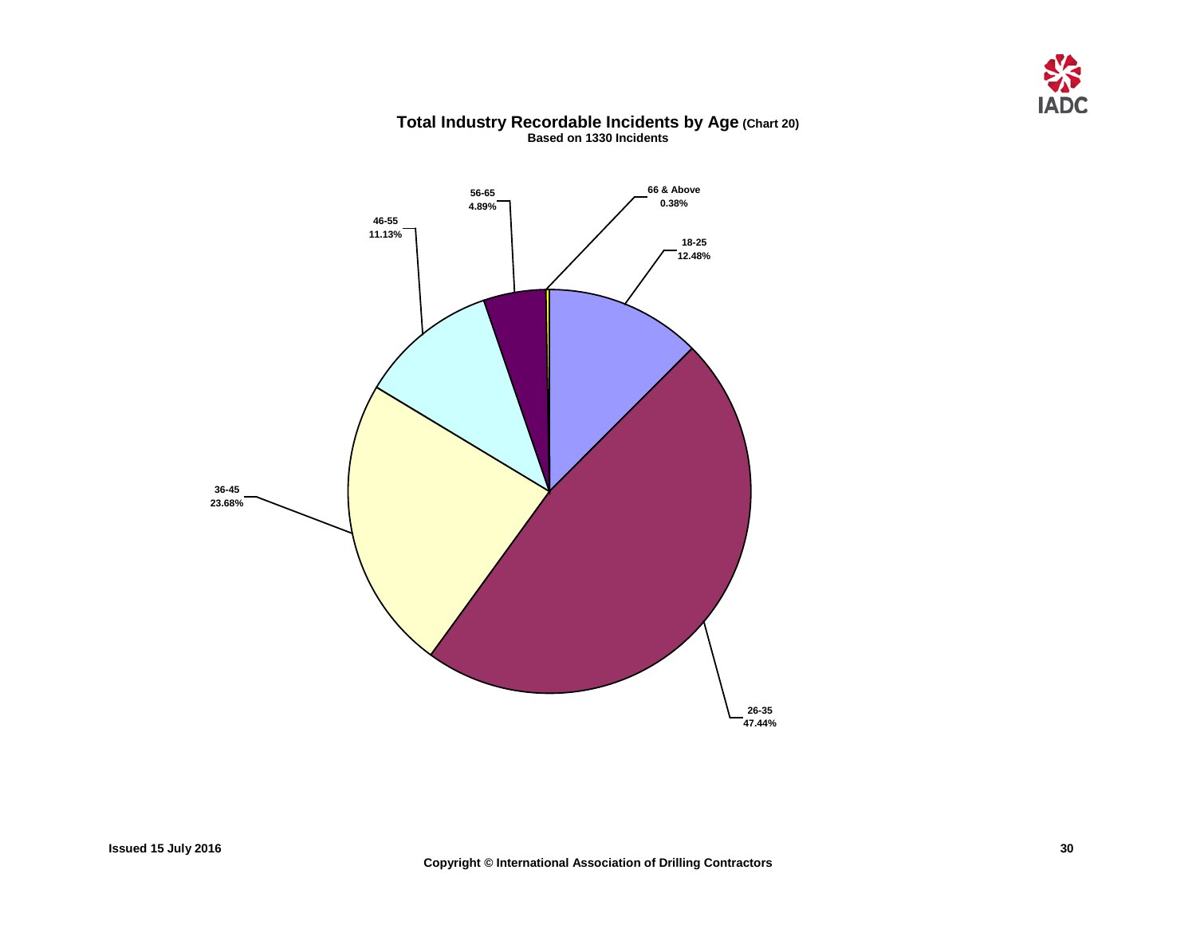# Total Industry Recordable Incidents by Age (Chart 20)

**Based on 1330 Incidents**

| Age | Percentage |
|---|---|
| 18-25 | 12.48% |
| 26-35 | 47.44% |
| 36-45 | 23.68% |
| 46-55 | 11.13% |
| 56-65 | 4.89% |
| 66 & Above | 0.38% |

Issued 15 July 2016

Copyright © International Association of Drilling Contractors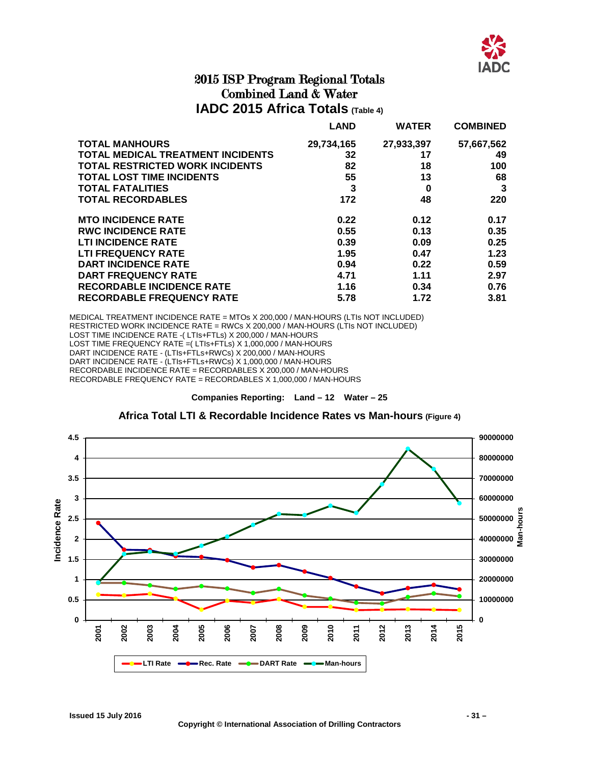# 2015 ISP Program Regional Totals
## Combined Land & Water
## IADC 2015 Africa Totals (Table 4)

| | LAND | WATER | COMBINED |
|---|---|---|---|
| **TOTAL MANHOURS** | 29,734,165 | 27,933,397 | 57,667,562 |
| **TOTAL MEDICAL TREATMENT INCIDENTS** | 32 | 17 | 49 |
| **TOTAL RESTRICTED WORK INCIDENTS** | 82 | 18 | 100 |
| **TOTAL LOST TIME INCIDENTS** | 55 | 13 | 68 |
| **TOTAL FATALITIES** | 3 | 0 | 3 |
| **TOTAL RECORDABLES** | 172 | 48 | 220 |
| **MTO INCIDENCE RATE** | 0.22 | 0.12 | 0.17 |
| **RWC INCIDENCE RATE** | 0.55 | 0.13 | 0.35 |
| **LTI INCIDENCE RATE** | 0.39 | 0.09 | 0.25 |
| **LTI FREQUENCY RATE** | 1.95 | 0.47 | 1.23 |
| **DART INCIDENCE RATE** | 0.94 | 0.22 | 0.59 |
| **DART FREQUENCY RATE** | 4.71 | 1.11 | 2.97 |
| **RECORDABLE INCIDENCE RATE** | 1.16 | 0.34 | 0.76 |
| **RECORDABLE FREQUENCY RATE** | 5.78 | 1.72 | 3.81 |

MEDICAL TREATMENT INCIDENCE RATE = MTOs X 200,000 / MAN-HOURS (LTIs NOT INCLUDED)
RESTRICTED WORK INCIDENCE RATE = RWCs X 200,000 / MAN-HOURS (LTIs NOT INCLUDED)
LOST TIME INCIDENCE RATE -( LTIs+FTLs) X 200,000 / MAN-HOURS
LOST TIME FREQUENCY RATE =( LTIs+FTLs) X 1,000,000 / MAN-HOURS
DART INCIDENCE RATE - (LTIs+FTLs+RWCs) X 200,000 / MAN-HOURS
DART INCIDENCE RATE - (LTIs+FTLs+RWCs) X 1,000,000 / MAN-HOURS
RECORDABLE INCIDENCE RATE = RECORDABLES X 200,000 / MAN-HOURS
RECORDABLE FREQUENCY RATE = RECORDABLES X 1,000,000 / MAN-HOURS

**Companies Reporting: Land – 12 Water – 25**

**Africa Total LTI & Recordable Incidence Rates vs Man-hours (Figure 4)**

Issued 15 July 2016

Copyright © International Association of Drilling Contractors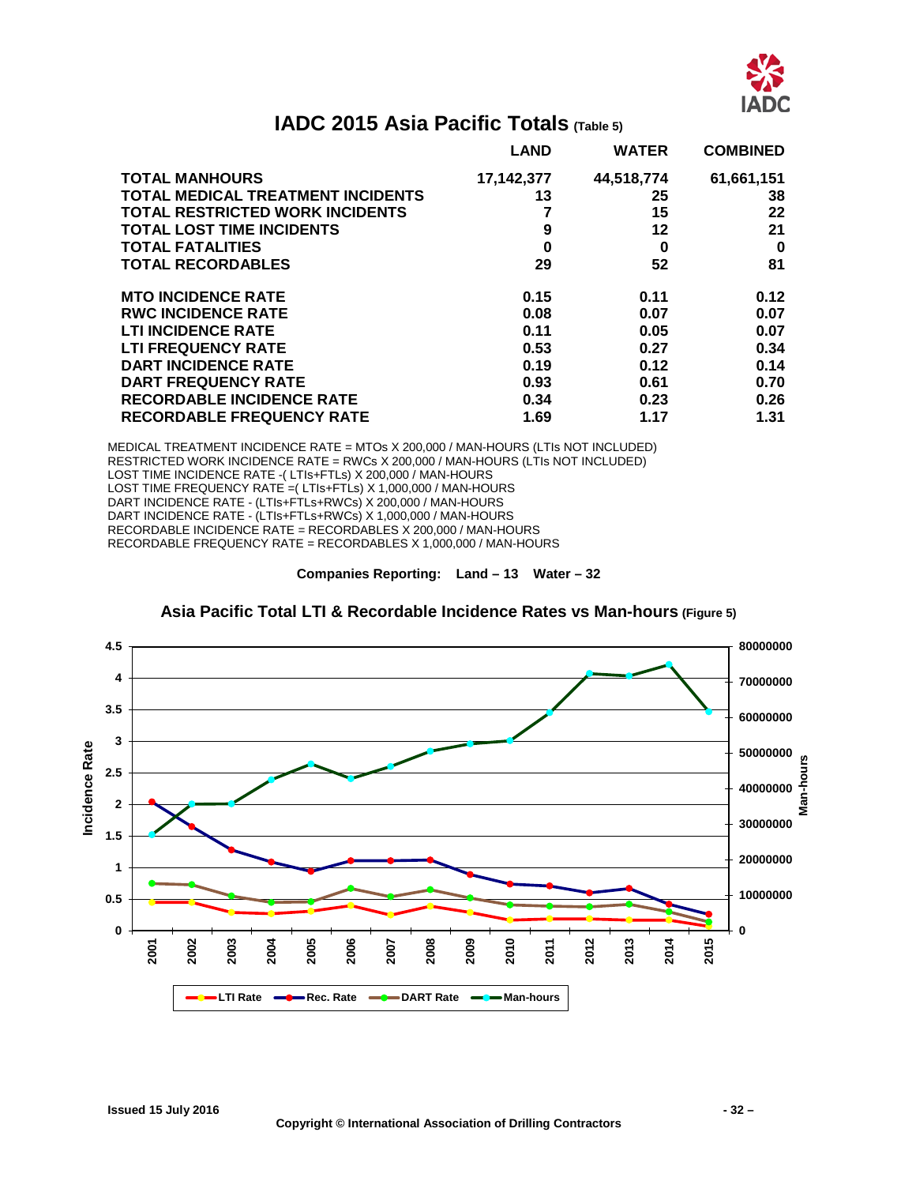# IADC 2015 Asia Pacific Totals (Table 5)

| | LAND | WATER | COMBINED |
|---|---|---|---|
| **TOTAL MANHOURS** | 17,142,377 | 44,518,774 | 61,661,151 |
| **TOTAL MEDICAL TREATMENT INCIDENTS** | 13 | 25 | 38 |
| **TOTAL RESTRICTED WORK INCIDENTS** | 7 | 15 | 22 |
| **TOTAL LOST TIME INCIDENTS** | 9 | 12 | 21 |
| **TOTAL FATALITIES** | 0 | 0 | 0 |
| **TOTAL RECORDABLES** | 29 | 52 | 81 |
| | | | |
| **MTO INCIDENCE RATE** | 0.15 | 0.11 | 0.12 |
| **RWC INCIDENCE RATE** | 0.08 | 0.07 | 0.07 |
| **LTI INCIDENCE RATE** | 0.11 | 0.05 | 0.07 |
| **LTI FREQUENCY RATE** | 0.53 | 0.27 | 0.34 |
| **DART INCIDENCE RATE** | 0.19 | 0.12 | 0.14 |
| **DART FREQUENCY RATE** | 0.93 | 0.61 | 0.70 |
| **RECORDABLE INCIDENCE RATE** | 0.34 | 0.23 | 0.26 |
| **RECORDABLE FREQUENCY RATE** | 1.69 | 1.17 | 1.31 |

MEDICAL TREATMENT INCIDENCE RATE = MTOs X 200,000 / MAN-HOURS (LTIs NOT INCLUDED)
RESTRICTED WORK INCIDENCE RATE = RWCs X 200,000 / MAN-HOURS (LTIs NOT INCLUDED)
LOST TIME INCIDENCE RATE -( LTIs+FTLs) X 200,000 / MAN-HOURS
LOST TIME FREQUENCY RATE =( LTIs+FTLs) X 1,000,000 / MAN-HOURS
DART INCIDENCE RATE - (LTIs+FTLs+RWCs) X 200,000 / MAN-HOURS
DART INCIDENCE RATE - (LTIs+FTLs+RWCs) X 1,000,000 / MAN-HOURS
RECORDABLE INCIDENCE RATE = RECORDABLES X 200,000 / MAN-HOURS
RECORDABLE FREQUENCY RATE = RECORDABLES X 1,000,000 / MAN-HOURS

**Companies Reporting: Land – 13 Water – 32**

## Asia Pacific Total LTI & Recordable Incidence Rates vs Man-hours (Figure 5)

**Issued 15 July 2016**

**Copyright © International Association of Drilling Contractors**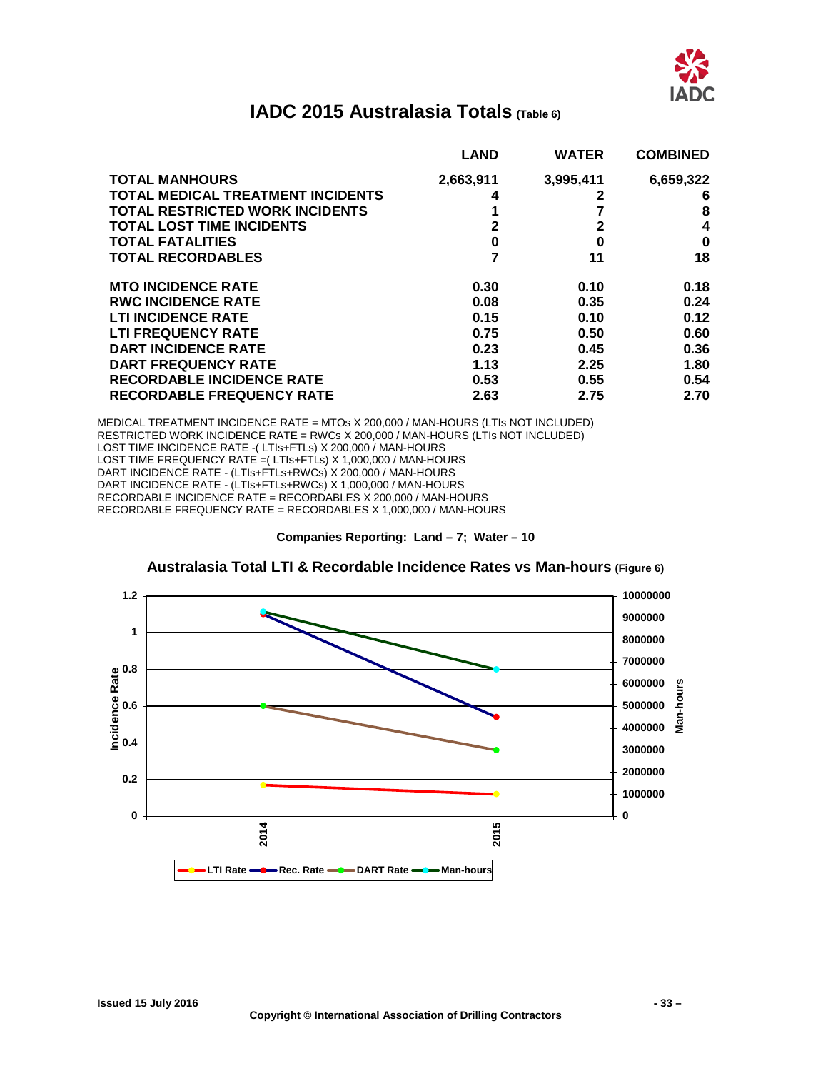# IADC 2015 Australasia Totals (Table 6)

| | LAND | WATER | COMBINED |
|---|---|---|---|
| **TOTAL MANHOURS** | 2,663,911 | 3,995,411 | 6,659,322 |
| **TOTAL MEDICAL TREATMENT INCIDENTS** | 4 | 2 | 6 |
| **TOTAL RESTRICTED WORK INCIDENTS** | 1 | 7 | 8 |
| **TOTAL LOST TIME INCIDENTS** | 2 | 2 | 4 |
| **TOTAL FATALITIES** | 0 | 0 | 0 |
| **TOTAL RECORDABLES** | 7 | 11 | 18 |
| **MTO INCIDENCE RATE** | 0.30 | 0.10 | 0.18 |
| **RWC INCIDENCE RATE** | 0.08 | 0.35 | 0.24 |
| **LTI INCIDENCE RATE** | 0.15 | 0.10 | 0.12 |
| **LTI FREQUENCY RATE** | 0.75 | 0.50 | 0.60 |
| **DART INCIDENCE RATE** | 0.23 | 0.45 | 0.36 |
| **DART FREQUENCY RATE** | 1.13 | 2.25 | 1.80 |
| **RECORDABLE INCIDENCE RATE** | 0.53 | 0.55 | 0.54 |
| **RECORDABLE FREQUENCY RATE** | 2.63 | 2.75 | 2.70 |

MEDICAL TREATMENT INCIDENCE RATE = MTOs X 200,000 / MAN-HOURS (LTIs NOT INCLUDED)
RESTRICTED WORK INCIDENCE RATE = RWCs X 200,000 / MAN-HOURS (LTIs NOT INCLUDED)
LOST TIME INCIDENCE RATE -( LTIs+FTLs) X 200,000 / MAN-HOURS
LOST TIME FREQUENCY RATE =( LTIs+FTLs) X 1,000,000 / MAN-HOURS
DART INCIDENCE RATE - (LTIs+FTLs+RWCs) X 200,000 / MAN-HOURS
DART INCIDENCE RATE - (LTIs+FTLs+RWCs) X 1,000,000 / MAN-HOURS
RECORDABLE INCIDENCE RATE = RECORDABLES X 200,000 / MAN-HOURS
RECORDABLE FREQUENCY RATE = RECORDABLES X 1,000,000 / MAN-HOURS

**Companies Reporting: Land – 7; Water – 10**

## Australasia Total LTI & Recordable Incidence Rates vs Man-hours (Figure 6)

| Year | LTI Rate | Rec. Rate | DART Rate | Man-hours |
|---|---|---|---|---|
| 2014 | ~0.17 | ~1.10 | ~0.60 | ~9,300,000 |
| 2015 | 0.12 | 0.54 | 0.36 | 6,659,322 |

Issued 15 July 2016

Copyright © International Association of Drilling Contractors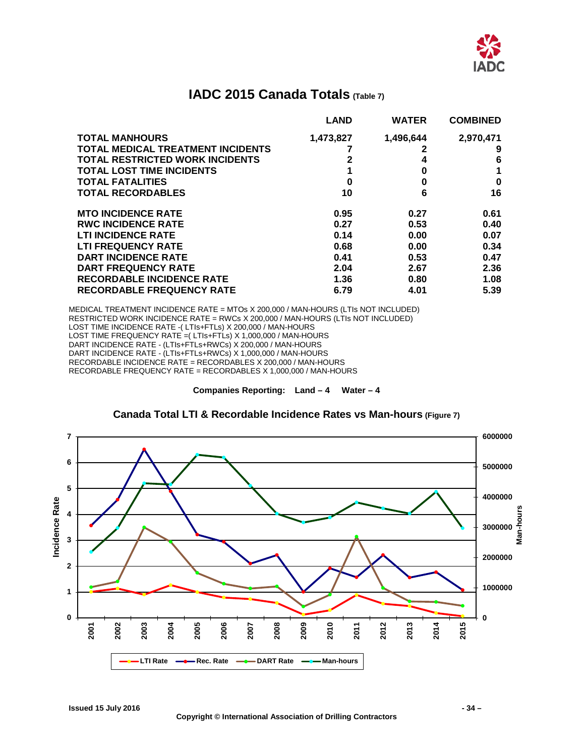# IADC 2015 Canada Totals (Table 7)

| | LAND | WATER | COMBINED |
|---|---|---|---|
| **TOTAL MANHOURS** | **1,473,827** | **1,496,644** | **2,970,471** |
| **TOTAL MEDICAL TREATMENT INCIDENTS** | **7** | **2** | **9** |
| **TOTAL RESTRICTED WORK INCIDENTS** | **2** | **4** | **6** |
| **TOTAL LOST TIME INCIDENTS** | **1** | **0** | **1** |
| **TOTAL FATALITIES** | **0** | **0** | **0** |
| **TOTAL RECORDABLES** | **10** | **6** | **16** |
| **MTO INCIDENCE RATE** | **0.95** | **0.27** | **0.61** |
| **RWC INCIDENCE RATE** | **0.27** | **0.53** | **0.40** |
| **LTI INCIDENCE RATE** | **0.14** | **0.00** | **0.07** |
| **LTI FREQUENCY RATE** | **0.68** | **0.00** | **0.34** |
| **DART INCIDENCE RATE** | **0.41** | **0.53** | **0.47** |
| **DART FREQUENCY RATE** | **2.04** | **2.67** | **2.36** |
| **RECORDABLE INCIDENCE RATE** | **1.36** | **0.80** | **1.08** |
| **RECORDABLE FREQUENCY RATE** | **6.79** | **4.01** | **5.39** |

MEDICAL TREATMENT INCIDENCE RATE = MTOs X 200,000 / MAN-HOURS (LTIs NOT INCLUDED)
RESTRICTED WORK INCIDENCE RATE = RWCs X 200,000 / MAN-HOURS (LTIs NOT INCLUDED)
LOST TIME INCIDENCE RATE -( LTIs+FTLs) X 200,000 / MAN-HOURS
LOST TIME FREQUENCY RATE =( LTIs+FTLs) X 1,000,000 / MAN-HOURS
DART INCIDENCE RATE - (LTIs+FTLs+RWCs) X 200,000 / MAN-HOURS
DART INCIDENCE RATE - (LTIs+FTLs+RWCs) X 1,000,000 / MAN-HOURS
RECORDABLE INCIDENCE RATE = RECORDABLES X 200,000 / MAN-HOURS
RECORDABLE FREQUENCY RATE = RECORDABLES X 1,000,000 / MAN-HOURS

**Companies Reporting: Land – 4 Water – 4**

## Canada Total LTI & Recordable Incidence Rates vs Man-hours (Figure 7)

Issued 15 July 2016

Copyright © International Association of Drilling Contractors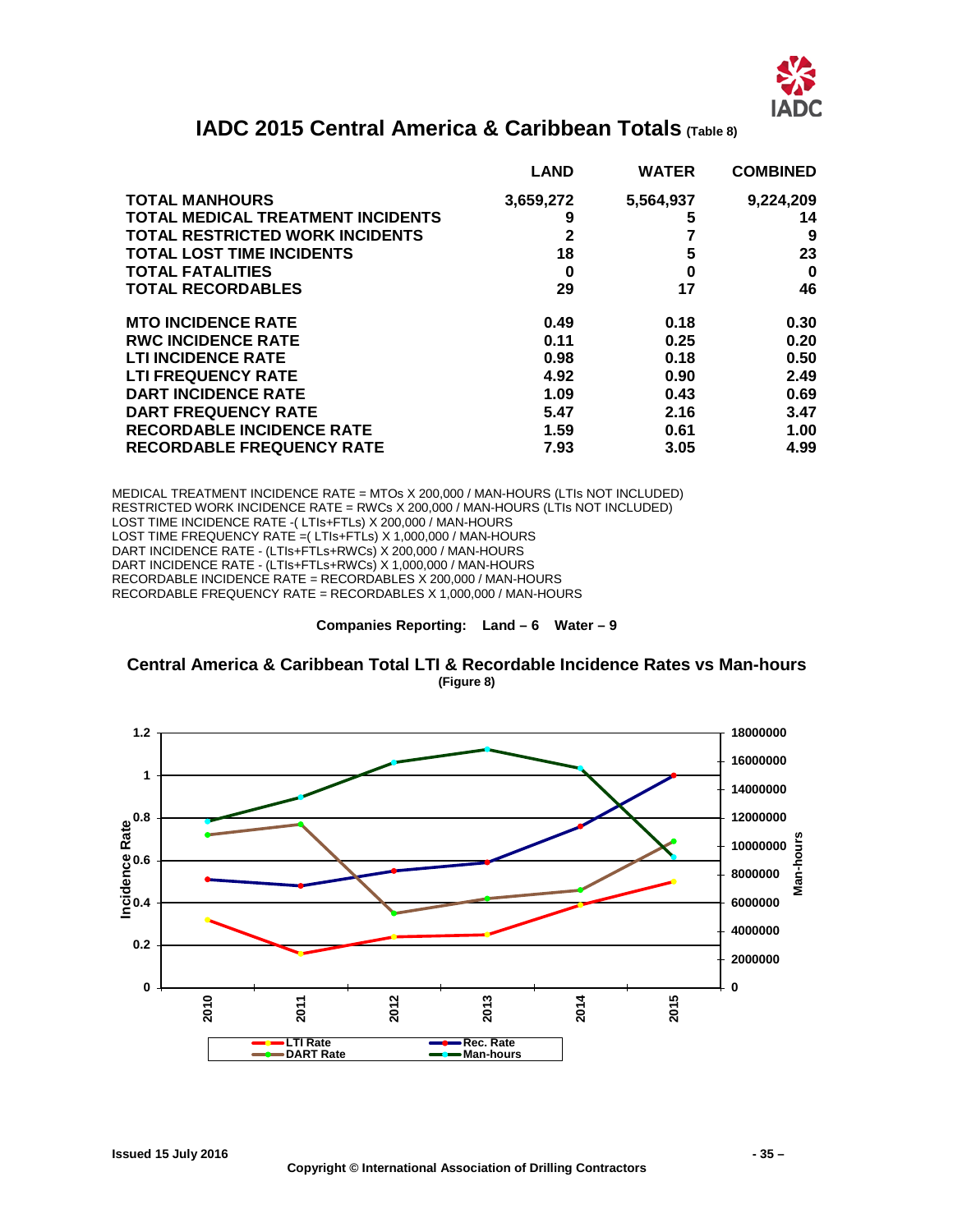# IADC 2015 Central America & Caribbean Totals (Table 8)

| | LAND | WATER | COMBINED |
|---|---|---|---|
| **TOTAL MANHOURS** | 3,659,272 | 5,564,937 | 9,224,209 |
| **TOTAL MEDICAL TREATMENT INCIDENTS** | 9 | 5 | 14 |
| **TOTAL RESTRICTED WORK INCIDENTS** | 2 | 7 | 9 |
| **TOTAL LOST TIME INCIDENTS** | 18 | 5 | 23 |
| **TOTAL FATALITIES** | 0 | 0 | 0 |
| **TOTAL RECORDABLES** | 29 | 17 | 46 |
| **MTO INCIDENCE RATE** | 0.49 | 0.18 | 0.30 |
| **RWC INCIDENCE RATE** | 0.11 | 0.25 | 0.20 |
| **LTI INCIDENCE RATE** | 0.98 | 0.18 | 0.50 |
| **LTI FREQUENCY RATE** | 4.92 | 0.90 | 2.49 |
| **DART INCIDENCE RATE** | 1.09 | 0.43 | 0.69 |
| **DART FREQUENCY RATE** | 5.47 | 2.16 | 3.47 |
| **RECORDABLE INCIDENCE RATE** | 1.59 | 0.61 | 1.00 |
| **RECORDABLE FREQUENCY RATE** | 7.93 | 3.05 | 4.99 |

MEDICAL TREATMENT INCIDENCE RATE = MTOs X 200,000 / MAN-HOURS (LTIs NOT INCLUDED)
RESTRICTED WORK INCIDENCE RATE = RWCs X 200,000 / MAN-HOURS (LTIs NOT INCLUDED)
LOST TIME INCIDENCE RATE -( LTIs+FTLs) X 200,000 / MAN-HOURS
LOST TIME FREQUENCY RATE =( LTIs+FTLs) X 1,000,000 / MAN-HOURS
DART INCIDENCE RATE - (LTIs+FTLs+RWCs) X 200,000 / MAN-HOURS
DART INCIDENCE RATE - (LTIs+FTLs+RWCs) X 1,000,000 / MAN-HOURS
RECORDABLE INCIDENCE RATE = RECORDABLES X 200,000 / MAN-HOURS
RECORDABLE FREQUENCY RATE = RECORDABLES X 1,000,000 / MAN-HOURS

**Companies Reporting: Land – 6 Water – 9**

## Central America & Caribbean Total LTI & Recordable Incidence Rates vs Man-hours
**(Figure 8)**

Issued 15 July 2016

Copyright © International Association of Drilling Contractors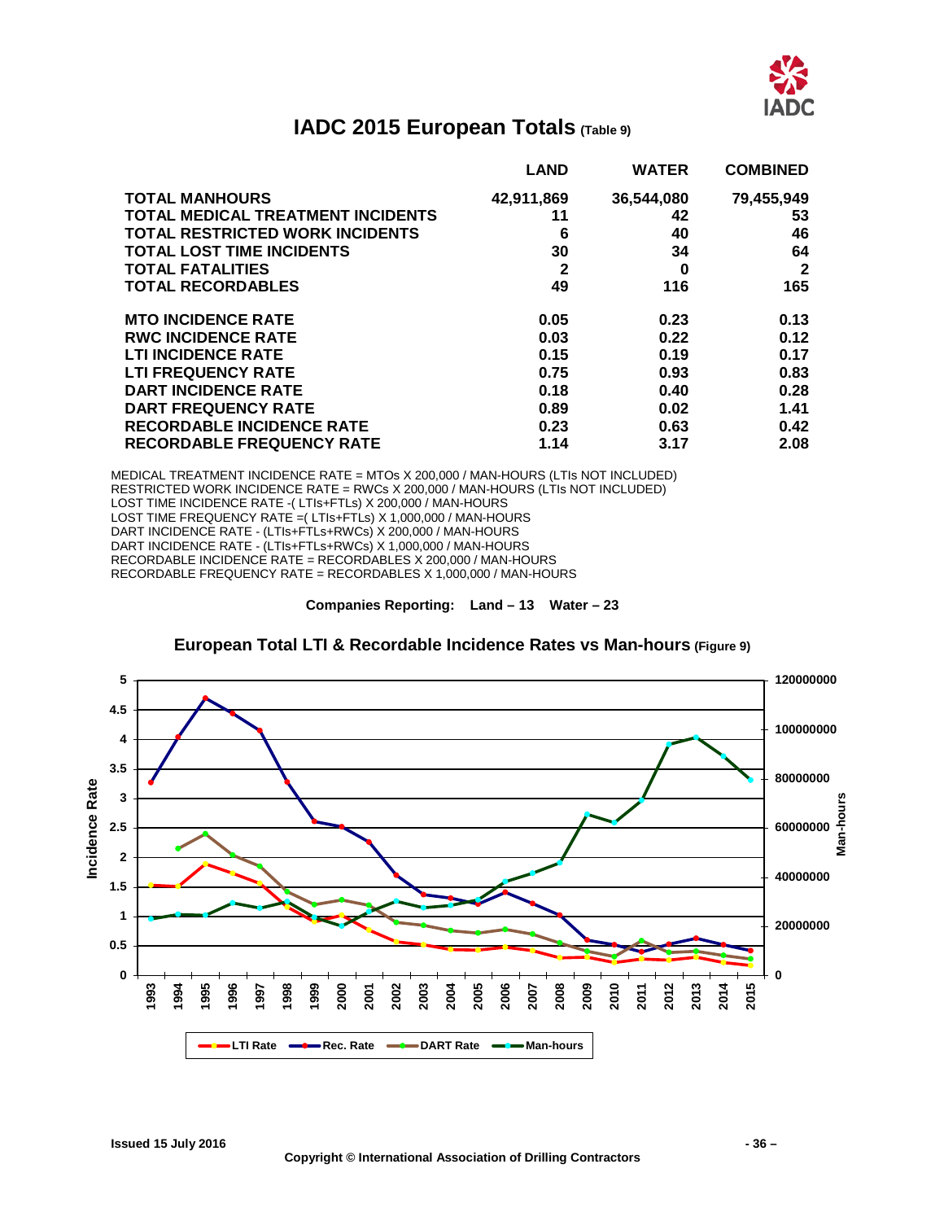# IADC 2015 European Totals (Table 9)

| | LAND | WATER | COMBINED |
|---|---|---|---|
| TOTAL MANHOURS | 42,911,869 | 36,544,080 | 79,455,949 |
| TOTAL MEDICAL TREATMENT INCIDENTS | 11 | 42 | 53 |
| TOTAL RESTRICTED WORK INCIDENTS | 6 | 40 | 46 |
| TOTAL LOST TIME INCIDENTS | 30 | 34 | 64 |
| TOTAL FATALITIES | 2 | 0 | 2 |
| TOTAL RECORDABLES | 49 | 116 | 165 |
| MTO INCIDENCE RATE | 0.05 | 0.23 | 0.13 |
| RWC INCIDENCE RATE | 0.03 | 0.22 | 0.12 |
| LTI INCIDENCE RATE | 0.15 | 0.19 | 0.17 |
| LTI FREQUENCY RATE | 0.75 | 0.93 | 0.83 |
| DART INCIDENCE RATE | 0.18 | 0.40 | 0.28 |
| DART FREQUENCY RATE | 0.89 | 0.02 | 1.41 |
| RECORDABLE INCIDENCE RATE | 0.23 | 0.63 | 0.42 |
| RECORDABLE FREQUENCY RATE | 1.14 | 3.17 | 2.08 |

MEDICAL TREATMENT INCIDENCE RATE = MTOs X 200,000 / MAN-HOURS (LTIs NOT INCLUDED)
RESTRICTED WORK INCIDENCE RATE = RWCs X 200,000 / MAN-HOURS (LTIs NOT INCLUDED)
LOST TIME INCIDENCE RATE -( LTIs+FTLs) X 200,000 / MAN-HOURS
LOST TIME FREQUENCY RATE =( LTIs+FTLs) X 1,000,000 / MAN-HOURS
DART INCIDENCE RATE - (LTIs+FTLs+RWCs) X 200,000 / MAN-HOURS
DART INCIDENCE RATE - (LTIs+FTLs+RWCs) X 1,000,000 / MAN-HOURS
RECORDABLE INCIDENCE RATE = RECORDABLES X 200,000 / MAN-HOURS
RECORDABLE FREQUENCY RATE = RECORDABLES X 1,000,000 / MAN-HOURS

**Companies Reporting: Land – 13 Water – 23**

## European Total LTI & Recordable Incidence Rates vs Man-hours (Figure 9)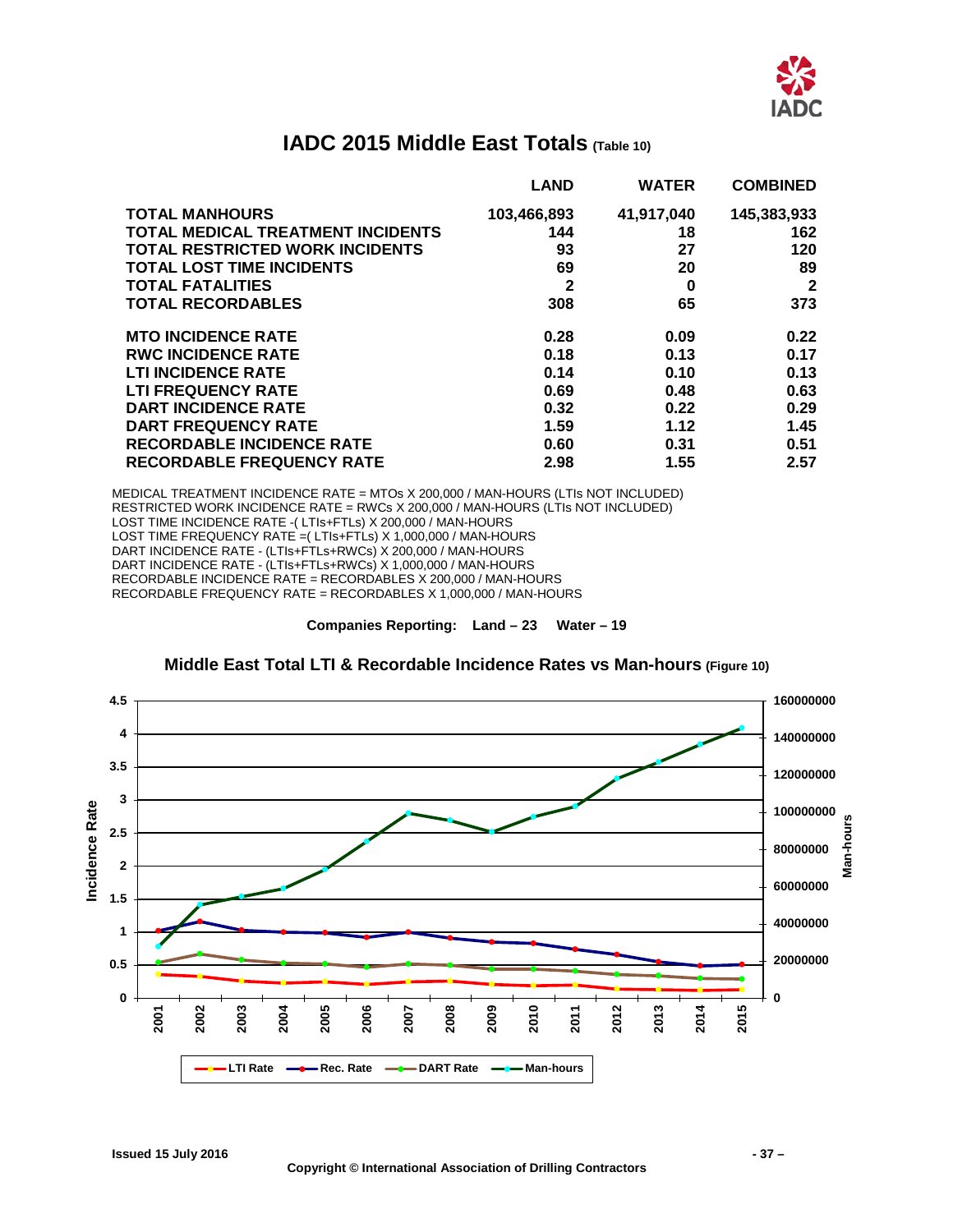# IADC 2015 Middle East Totals (Table 10)

| | LAND | WATER | COMBINED |
|---|---|---|---|
| TOTAL MANHOURS | 103,466,893 | 41,917,040 | 145,383,933 |
| TOTAL MEDICAL TREATMENT INCIDENTS | 144 | 18 | 162 |
| TOTAL RESTRICTED WORK INCIDENTS | 93 | 27 | 120 |
| TOTAL LOST TIME INCIDENTS | 69 | 20 | 89 |
| TOTAL FATALITIES | 2 | 0 | 2 |
| TOTAL RECORDABLES | 308 | 65 | 373 |
| MTO INCIDENCE RATE | 0.28 | 0.09 | 0.22 |
| RWC INCIDENCE RATE | 0.18 | 0.13 | 0.17 |
| LTI INCIDENCE RATE | 0.14 | 0.10 | 0.13 |
| LTI FREQUENCY RATE | 0.69 | 0.48 | 0.63 |
| DART INCIDENCE RATE | 0.32 | 0.22 | 0.29 |
| DART FREQUENCY RATE | 1.59 | 1.12 | 1.45 |
| RECORDABLE INCIDENCE RATE | 0.60 | 0.31 | 0.51 |
| RECORDABLE FREQUENCY RATE | 2.98 | 1.55 | 2.57 |

MEDICAL TREATMENT INCIDENCE RATE = MTOs X 200,000 / MAN-HOURS (LTIs NOT INCLUDED)
RESTRICTED WORK INCIDENCE RATE = RWCs X 200,000 / MAN-HOURS (LTIs NOT INCLUDED)
LOST TIME INCIDENCE RATE -( LTIs+FTLs) X 200,000 / MAN-HOURS
LOST TIME FREQUENCY RATE =( LTIs+FTLs) X 1,000,000 / MAN-HOURS
DART INCIDENCE RATE - (LTIs+FTLs+RWCs) X 200,000 / MAN-HOURS
DART INCIDENCE RATE - (LTIs+FTLs+RWCs) X 1,000,000 / MAN-HOURS
RECORDABLE INCIDENCE RATE = RECORDABLES X 200,000 / MAN-HOURS
RECORDABLE FREQUENCY RATE = RECORDABLES X 1,000,000 / MAN-HOURS

**Companies Reporting: Land – 23 Water – 19**

## Middle East Total LTI & Recordable Incidence Rates vs Man-hours (Figure 10)

Issued 15 July 2016

Copyright © International Association of Drilling Contractors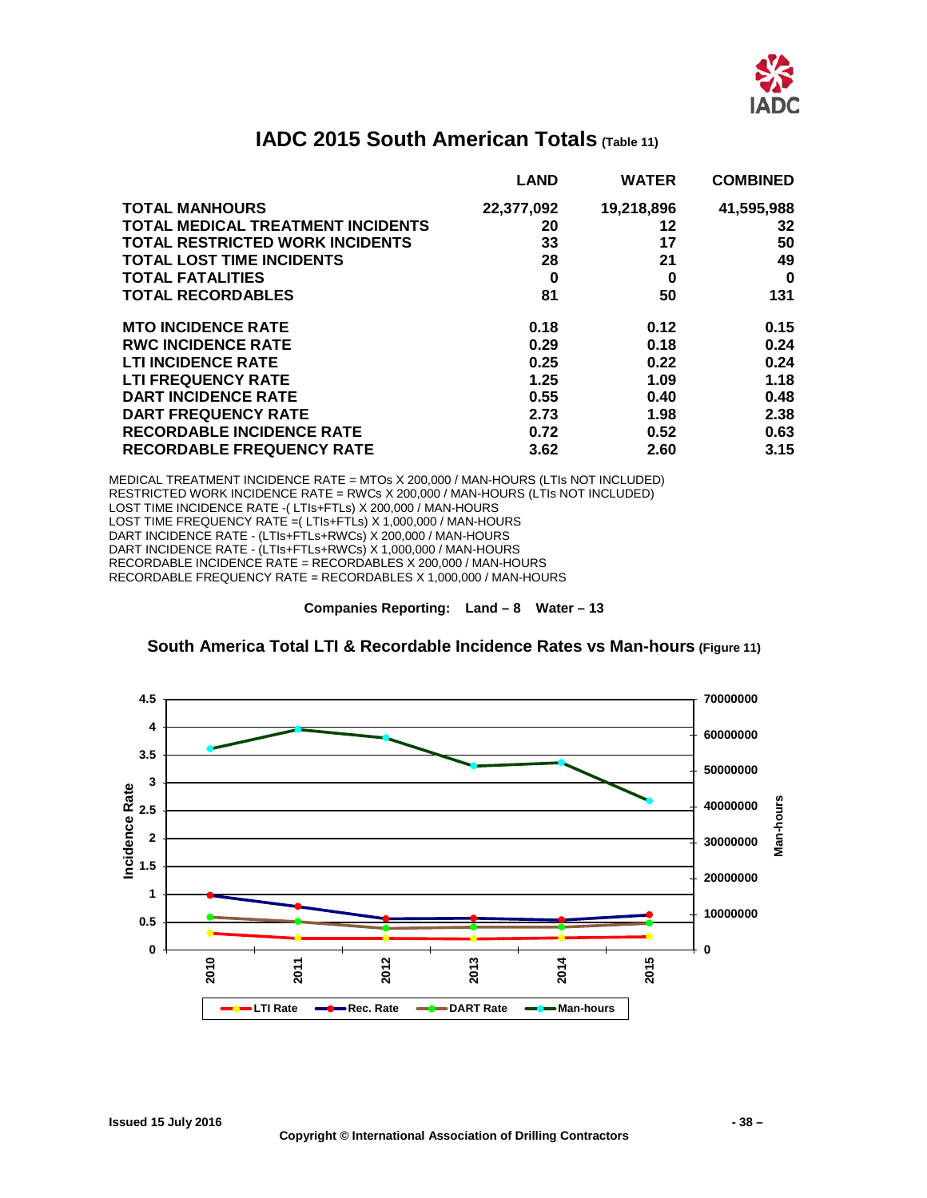# IADC 2015 South American Totals (Table 11)

| | LAND | WATER | COMBINED |
|---|---|---|---|
| TOTAL MANHOURS | 22,377,092 | 19,218,896 | 41,595,988 |
| TOTAL MEDICAL TREATMENT INCIDENTS | 20 | 12 | 32 |
| TOTAL RESTRICTED WORK INCIDENTS | 33 | 17 | 50 |
| TOTAL LOST TIME INCIDENTS | 28 | 21 | 49 |
| TOTAL FATALITIES | 0 | 0 | 0 |
| TOTAL RECORDABLES | 81 | 50 | 131 |
| MTO INCIDENCE RATE | 0.18 | 0.12 | 0.15 |
| RWC INCIDENCE RATE | 0.29 | 0.18 | 0.24 |
| LTI INCIDENCE RATE | 0.25 | 0.22 | 0.24 |
| LTI FREQUENCY RATE | 1.25 | 1.09 | 1.18 |
| DART INCIDENCE RATE | 0.55 | 0.40 | 0.48 |
| DART FREQUENCY RATE | 2.73 | 1.98 | 2.38 |
| RECORDABLE INCIDENCE RATE | 0.72 | 0.52 | 0.63 |
| RECORDABLE FREQUENCY RATE | 3.62 | 2.60 | 3.15 |

MEDICAL TREATMENT INCIDENCE RATE = MTOs X 200,000 / MAN-HOURS (LTIs NOT INCLUDED)
RESTRICTED WORK INCIDENCE RATE = RWCs X 200,000 / MAN-HOURS (LTIs NOT INCLUDED)
LOST TIME INCIDENCE RATE -( LTIs+FTLs) X 200,000 / MAN-HOURS
LOST TIME FREQUENCY RATE =( LTIs+FTLs) X 1,000,000 / MAN-HOURS
DART INCIDENCE RATE - (LTIs+FTLs+RWCs) X 200,000 / MAN-HOURS
DART INCIDENCE RATE - (LTIs+FTLs+RWCs) X 1,000,000 / MAN-HOURS
RECORDABLE INCIDENCE RATE = RECORDABLES X 200,000 / MAN-HOURS
RECORDABLE FREQUENCY RATE = RECORDABLES X 1,000,000 / MAN-HOURS

**Companies Reporting: Land – 8 Water – 13**

## South America Total LTI & Recordable Incidence Rates vs Man-hours (Figure 11)

Issued 15 July 2016

Copyright © International Association of Drilling Contractors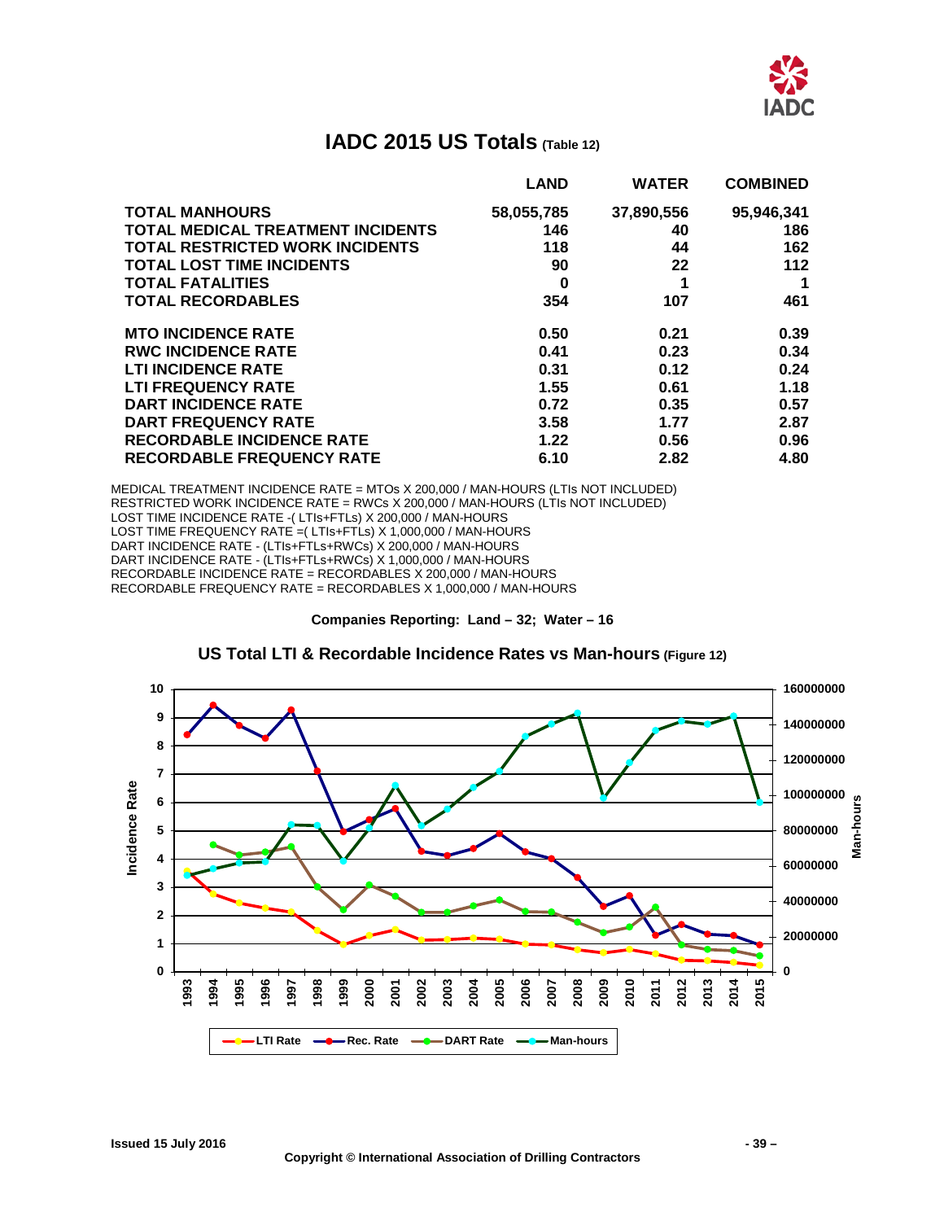# IADC 2015 US Totals (Table 12)

| | LAND | WATER | COMBINED |
|---|---|---|---|
| **TOTAL MANHOURS** | 58,055,785 | 37,890,556 | 95,946,341 |
| **TOTAL MEDICAL TREATMENT INCIDENTS** | 146 | 40 | 186 |
| **TOTAL RESTRICTED WORK INCIDENTS** | 118 | 44 | 162 |
| **TOTAL LOST TIME INCIDENTS** | 90 | 22 | 112 |
| **TOTAL FATALITIES** | 0 | 1 | 1 |
| **TOTAL RECORDABLES** | 354 | 107 | 461 |
| **MTO INCIDENCE RATE** | 0.50 | 0.21 | 0.39 |
| **RWC INCIDENCE RATE** | 0.41 | 0.23 | 0.34 |
| **LTI INCIDENCE RATE** | 0.31 | 0.12 | 0.24 |
| **LTI FREQUENCY RATE** | 1.55 | 0.61 | 1.18 |
| **DART INCIDENCE RATE** | 0.72 | 0.35 | 0.57 |
| **DART FREQUENCY RATE** | 3.58 | 1.77 | 2.87 |
| **RECORDABLE INCIDENCE RATE** | 1.22 | 0.56 | 0.96 |
| **RECORDABLE FREQUENCY RATE** | 6.10 | 2.82 | 4.80 |

MEDICAL TREATMENT INCIDENCE RATE = MTOs X 200,000 / MAN-HOURS (LTIs NOT INCLUDED)
RESTRICTED WORK INCIDENCE RATE = RWCs X 200,000 / MAN-HOURS (LTIs NOT INCLUDED)
LOST TIME INCIDENCE RATE -( LTIs+FTLs) X 200,000 / MAN-HOURS
LOST TIME FREQUENCY RATE =( LTIs+FTLs) X 1,000,000 / MAN-HOURS
DART INCIDENCE RATE - (LTIs+FTLs+RWCs) X 200,000 / MAN-HOURS
DART INCIDENCE RATE - (LTIs+FTLs+RWCs) X 1,000,000 / MAN-HOURS
RECORDABLE INCIDENCE RATE = RECORDABLES X 200,000 / MAN-HOURS
RECORDABLE FREQUENCY RATE = RECORDABLES X 1,000,000 / MAN-HOURS

**Companies Reporting: Land – 32; Water – 16**

## US Total LTI & Recordable Incidence Rates vs Man-hours (Figure 12)

Incidence Rate
10
9
8
7
6
5
4
3
2
1
0

Man-hours
160000000
140000000
120000000
100000000
80000000
60000000
40000000
20000000
0

1993 1994 1995 1996 1997 1998 1999 2000 2001 2002 2003 2004 2005 2006 2007 2008 2009 2010 2011 2012 2013 2014 2015

LTI Rate
Rec. Rate
DART Rate
Man-hours

**Issued 15 July 2016**

**Copyright © International Association of Drilling Contractors**